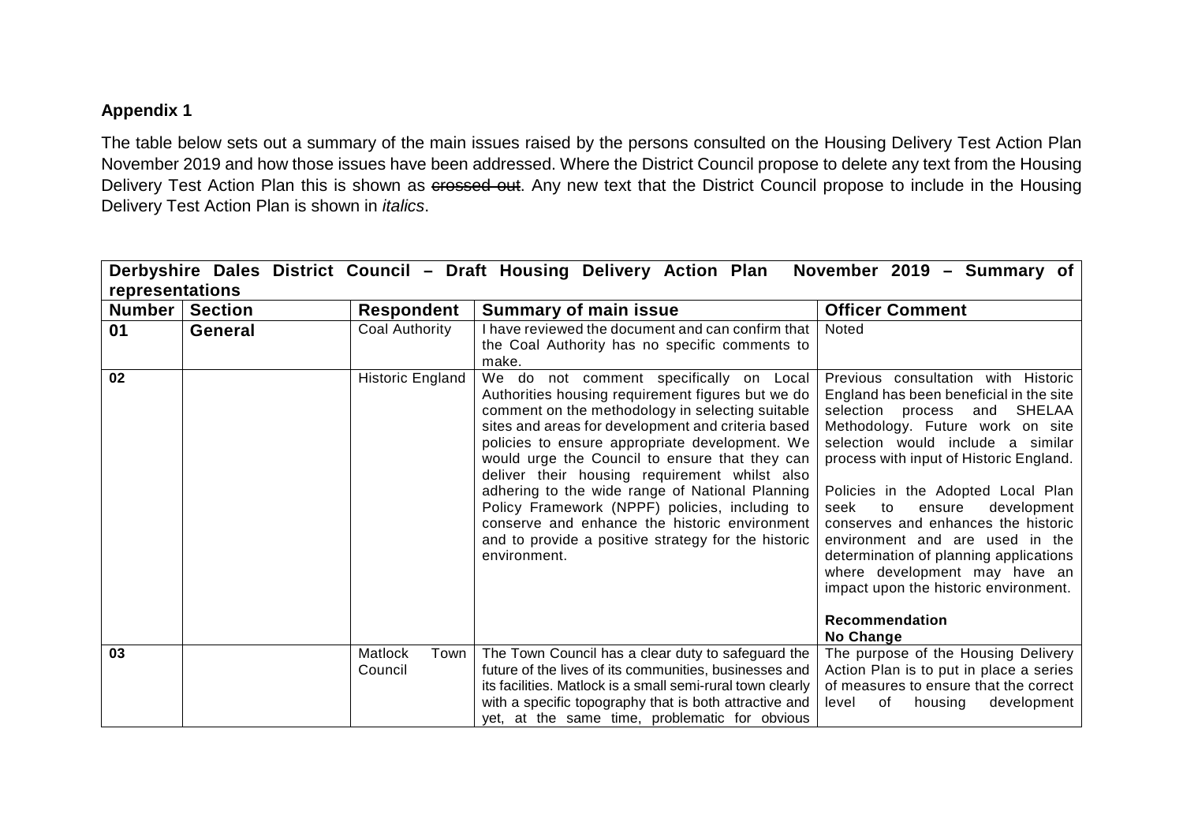**Appendix 1**

The table below sets out a summary of the main issues raised by the persons consulted on the Housing Delivery Test Action Plan November 2019 and how those issues have been addressed. Where the District Council propose to delete any text from the Housing Delivery Test Action Plan this is shown as ~~crossed out~~. Any new text that the District Council propose to include in the Housing Delivery Test Action Plan is shown in *italics*.

| **Derbyshire Dales District Council – Draft Housing Delivery Action Plan November 2019 – Summary of representations** | | | | |
|---|---|---|---|---|
| **Number** | **Section** | **Respondent** | **Summary of main issue** | **Officer Comment** |
| **01** | **General** | Coal Authority | I have reviewed the document and can confirm that the Coal Authority has no specific comments to make. | Noted |
| **02** | | Historic England | We do not comment specifically on Local Authorities housing requirement figures but we do comment on the methodology in selecting suitable sites and areas for development and criteria based policies to ensure appropriate development. We would urge the Council to ensure that they can deliver their housing requirement whilst also adhering to the wide range of National Planning Policy Framework (NPPF) policies, including to conserve and enhance the historic environment and to provide a positive strategy for the historic environment. | Previous consultation with Historic England has been beneficial in the site selection process and SHELAA Methodology. Future work on site selection would include a similar process with input of Historic England.<br><br>Policies in the Adopted Local Plan seek to ensure development conserves and enhances the historic environment and are used in the determination of planning applications where development may have an impact upon the historic environment.<br><br>**Recommendation**<br>**No Change** |
| **03** | | Matlock Town Council | The Town Council has a clear duty to safeguard the future of the lives of its communities, businesses and its facilities. Matlock is a small semi-rural town clearly with a specific topography that is both attractive and yet, at the same time, problematic for obvious | The purpose of the Housing Delivery Action Plan is to put in place a series of measures to ensure that the correct level of housing development |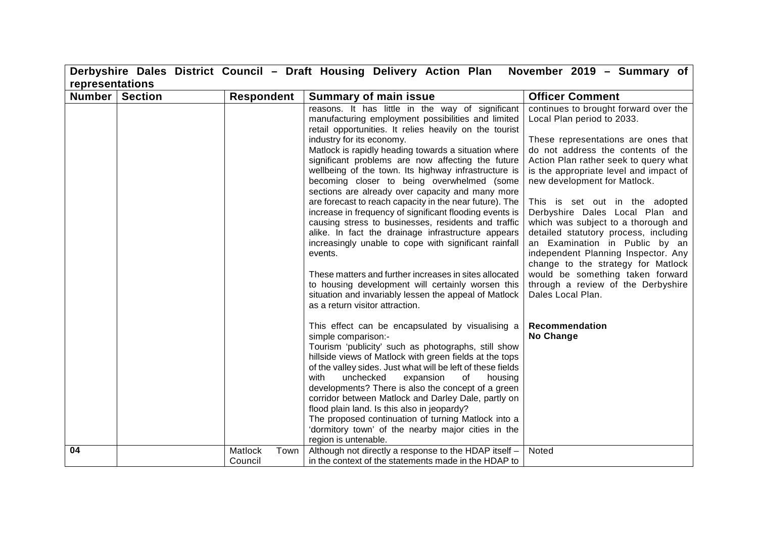**Derbyshire Dales District Council – Draft Housing Delivery Action Plan November 2019 – Summary of representations**

| Number | Section | Respondent | Summary of main issue | Officer Comment |
|---|---|---|---|---|
| | | | reasons. It has little in the way of significant manufacturing employment possibilities and limited retail opportunities. It relies heavily on the tourist industry for its economy.<br>Matlock is rapidly heading towards a situation where significant problems are now affecting the future wellbeing of the town. Its highway infrastructure is becoming closer to being overwhelmed (some sections are already over capacity and many more are forecast to reach capacity in the near future). The increase in frequency of significant flooding events is causing stress to businesses, residents and traffic alike. In fact the drainage infrastructure appears increasingly unable to cope with significant rainfall events.<br><br>These matters and further increases in sites allocated to housing development will certainly worsen this situation and invariably lessen the appeal of Matlock as a return visitor attraction.<br><br>This effect can be encapsulated by visualising a simple comparison:-<br>Tourism 'publicity' such as photographs, still show hillside views of Matlock with green fields at the tops of the valley sides. Just what will be left of these fields with unchecked expansion of housing developments? There is also the concept of a green corridor between Matlock and Darley Dale, partly on flood plain land. Is this also in jeopardy?<br>The proposed continuation of turning Matlock into a 'dormitory town' of the nearby major cities in the region is untenable. | continues to brought forward over the Local Plan period to 2033.<br><br>These representations are ones that do not address the contents of the Action Plan rather seek to query what is the appropriate level and impact of new development for Matlock.<br><br>This is set out in the adopted Derbyshire Dales Local Plan and which was subject to a thorough and detailed statutory process, including an Examination in Public by an independent Planning Inspector. Any change to the strategy for Matlock would be something taken forward through a review of the Derbyshire Dales Local Plan.<br><br>**Recommendation**<br>**No Change** |
| **04** | | Matlock Town Council | Although not directly a response to the HDAP itself – in the context of the statements made in the HDAP to | Noted |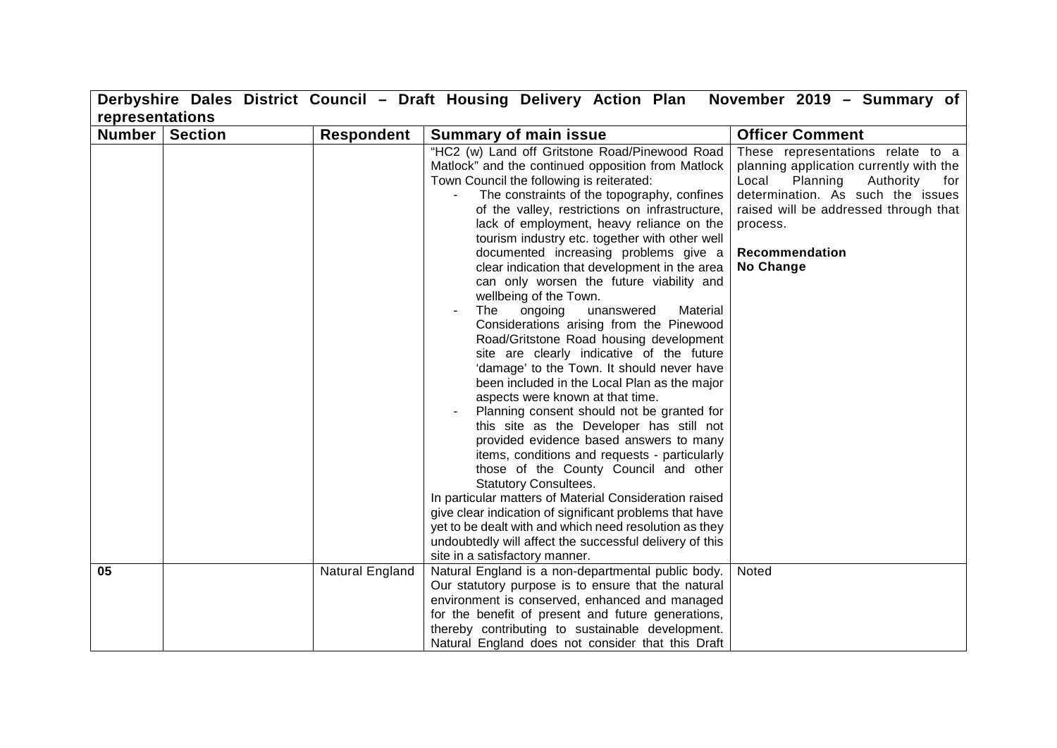| Derbyshire Dales District Council – Draft Housing Delivery Action Plan November 2019 – Summary of representations | | | | |
|---|---|---|---|---|
| **Number** | **Section** | **Respondent** | **Summary of main issue** | **Officer Comment** |
| | | | "HC2 (w) Land off Gritstone Road/Pinewood Road Matlock" and the continued opposition from Matlock Town Council the following is reiterated:<br>- The constraints of the topography, confines of the valley, restrictions on infrastructure, lack of employment, heavy reliance on the tourism industry etc. together with other well documented increasing problems give a clear indication that development in the area can only worsen the future viability and wellbeing of the Town.<br>- The ongoing unanswered Material Considerations arising from the Pinewood Road/Gritstone Road housing development site are clearly indicative of the future 'damage' to the Town. It should never have been included in the Local Plan as the major aspects were known at that time.<br>- Planning consent should not be granted for this site as the Developer has still not provided evidence based answers to many items, conditions and requests - particularly those of the County Council and other Statutory Consultees.<br>In particular matters of Material Consideration raised give clear indication of significant problems that have yet to be dealt with and which need resolution as they undoubtedly will affect the successful delivery of this site in a satisfactory manner. | These representations relate to a planning application currently with the Local Planning Authority for determination. As such the issues raised will be addressed through that process.<br><br>**Recommendation**<br>**No Change** |
| 05 | | Natural England | Natural England is a non-departmental public body. Our statutory purpose is to ensure that the natural environment is conserved, enhanced and managed for the benefit of present and future generations, thereby contributing to sustainable development. Natural England does not consider that this Draft | Noted |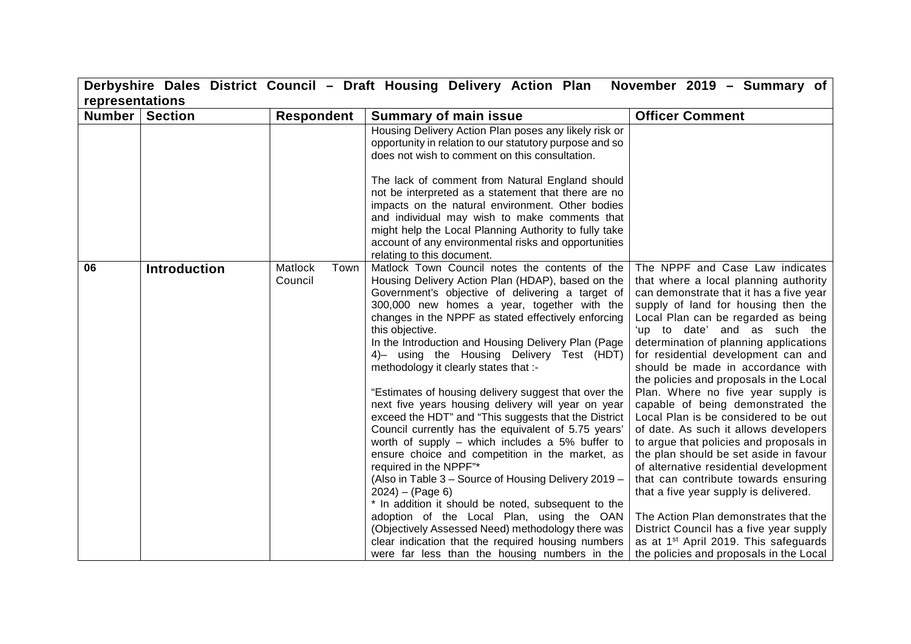| Derbyshire Dales District Council – Draft Housing Delivery Action Plan November 2019 – Summary of representations | | | | |
|---|---|---|---|---|
| **Number** | **Section** | **Respondent** | **Summary of main issue** | **Officer Comment** |
| | | | Housing Delivery Action Plan poses any likely risk or opportunity in relation to our statutory purpose and so does not wish to comment on this consultation.<br><br>The lack of comment from Natural England should not be interpreted as a statement that there are no impacts on the natural environment. Other bodies and individual may wish to make comments that might help the Local Planning Authority to fully take account of any environmental risks and opportunities relating to this document. | |
| **06** | **Introduction** | Matlock Town Council | Matlock Town Council notes the contents of the Housing Delivery Action Plan (HDAP), based on the Government's objective of delivering a target of 300,000 new homes a year, together with the changes in the NPPF as stated effectively enforcing this objective.<br>In the Introduction and Housing Delivery Plan (Page 4)– using the Housing Delivery Test (HDT) methodology it clearly states that :-<br><br>"Estimates of housing delivery suggest that over the next five years housing delivery will year on year exceed the HDT" and "This suggests that the District Council currently has the equivalent of 5.75 years' worth of supply – which includes a 5% buffer to ensure choice and competition in the market, as required in the NPPF"*<br>(Also in Table 3 – Source of Housing Delivery 2019 – 2024) – (Page 6)<br>* In addition it should be noted, subsequent to the adoption of the Local Plan, using the OAN (Objectively Assessed Need) methodology there was clear indication that the required housing numbers were far less than the housing numbers in the | The NPPF and Case Law indicates that where a local planning authority can demonstrate that it has a five year supply of land for housing then the Local Plan can be regarded as being 'up to date' and as such the determination of planning applications for residential development can and should be made in accordance with the policies and proposals in the Local Plan. Where no five year supply is capable of being demonstrated the Local Plan is be considered to be out of date. As such it allows developers to argue that policies and proposals in the plan should be set aside in favour of alternative residential development that can contribute towards ensuring that a five year supply is delivered.<br><br>The Action Plan demonstrates that the District Council has a five year supply as at 1st April 2019. This safeguards the policies and proposals in the Local |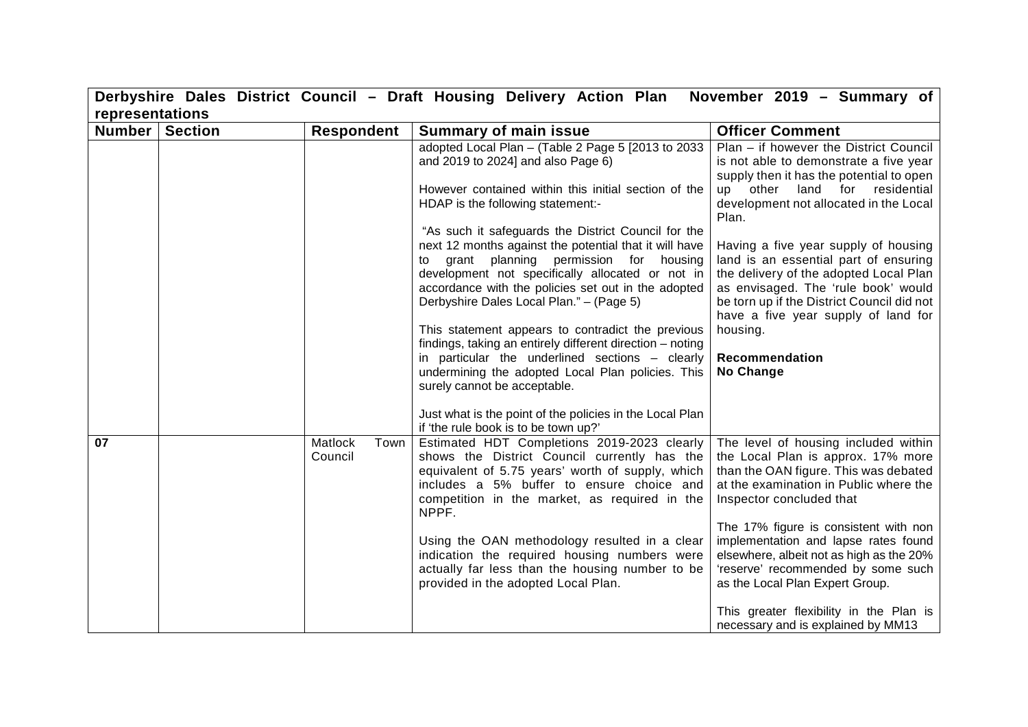**Derbyshire Dales District Council – Draft Housing Delivery Action Plan November 2019 – Summary of representations**

| Number | Section | Respondent | Summary of main issue | Officer Comment |
|---|---|---|---|---|
| | | | adopted Local Plan – (Table 2 Page 5 [2013 to 2033 and 2019 to 2024] and also Page 6)<br><br>However contained within this initial section of the HDAP is the following statement:-<br><br>"As such it safeguards the District Council for the next 12 months against the potential that it will have to grant planning permission for housing development not specifically allocated or not in accordance with the policies set out in the adopted Derbyshire Dales Local Plan." – (Page 5)<br><br>This statement appears to contradict the previous findings, taking an entirely different direction – noting in particular the underlined sections – clearly undermining the adopted Local Plan policies. This surely cannot be acceptable.<br><br>Just what is the point of the policies in the Local Plan if 'the rule book is to be town up?' | Plan – if however the District Council is not able to demonstrate a five year supply then it has the potential to open up other land for residential development not allocated in the Local Plan.<br><br>Having a five year supply of housing land is an essential part of ensuring the delivery of the adopted Local Plan as envisaged. The 'rule book' would be torn up if the District Council did not have a five year supply of land for housing.<br><br>**Recommendation**<br>**No Change** |
| **07** | | Matlock Town Council | Estimated HDT Completions 2019-2023 clearly shows the District Council currently has the equivalent of 5.75 years' worth of supply, which includes a 5% buffer to ensure choice and competition in the market, as required in the NPPF.<br><br>Using the OAN methodology resulted in a clear indication the required housing numbers were actually far less than the housing number to be provided in the adopted Local Plan. | The level of housing included within the Local Plan is approx. 17% more than the OAN figure. This was debated at the examination in Public where the Inspector concluded that<br><br>The 17% figure is consistent with non implementation and lapse rates found elsewhere, albeit not as high as the 20% 'reserve' recommended by some such as the Local Plan Expert Group.<br><br>This greater flexibility in the Plan is necessary and is explained by MM13 |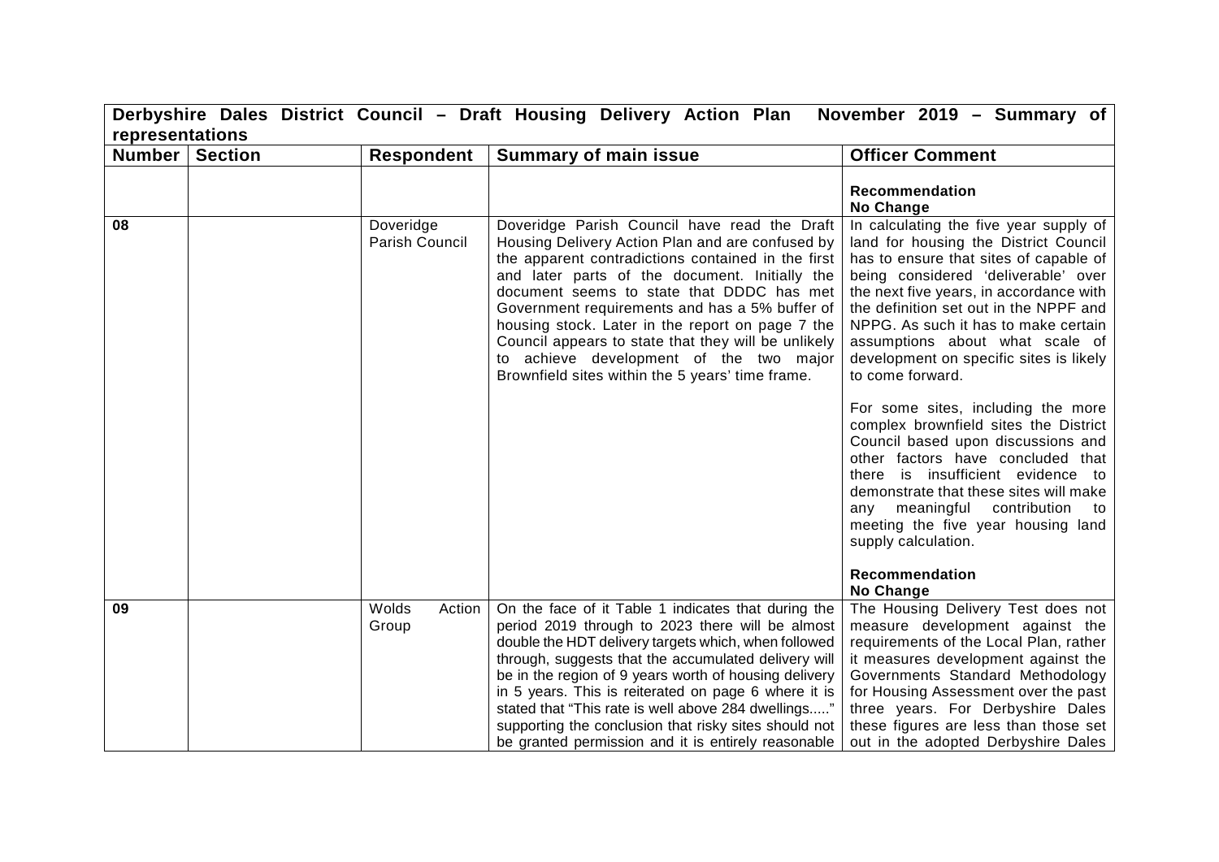| **Derbyshire Dales District Council – Draft Housing Delivery Action Plan November 2019 – Summary of representations** | | | | |
|---|---|---|---|---|
| **Number** | **Section** | **Respondent** | **Summary of main issue** | **Officer Comment** |
| | | | | **Recommendation**<br>**No Change** |
| **08** | | Doveridge Parish Council | Doveridge Parish Council have read the Draft Housing Delivery Action Plan and are confused by the apparent contradictions contained in the first and later parts of the document. Initially the document seems to state that DDDC has met Government requirements and has a 5% buffer of housing stock. Later in the report on page 7 the Council appears to state that they will be unlikely to achieve development of the two major Brownfield sites within the 5 years' time frame. | In calculating the five year supply of land for housing the District Council has to ensure that sites of capable of being considered 'deliverable' over the next five years, in accordance with the definition set out in the NPPF and NPPG. As such it has to make certain assumptions about what scale of development on specific sites is likely to come forward.<br><br>For some sites, including the more complex brownfield sites the District Council based upon discussions and other factors have concluded that there is insufficient evidence to demonstrate that these sites will make any meaningful contribution to meeting the five year housing land supply calculation.<br><br>**Recommendation**<br>**No Change** |
| **09** | | Wolds Action Group | On the face of it Table 1 indicates that during the period 2019 through to 2023 there will be almost double the HDT delivery targets which, when followed through, suggests that the accumulated delivery will be in the region of 9 years worth of housing delivery in 5 years. This is reiterated on page 6 where it is stated that "This rate is well above 284 dwellings....." supporting the conclusion that risky sites should not be granted permission and it is entirely reasonable | The Housing Delivery Test does not measure development against the requirements of the Local Plan, rather it measures development against the Governments Standard Methodology for Housing Assessment over the past three years. For Derbyshire Dales these figures are less than those set out in the adopted Derbyshire Dales |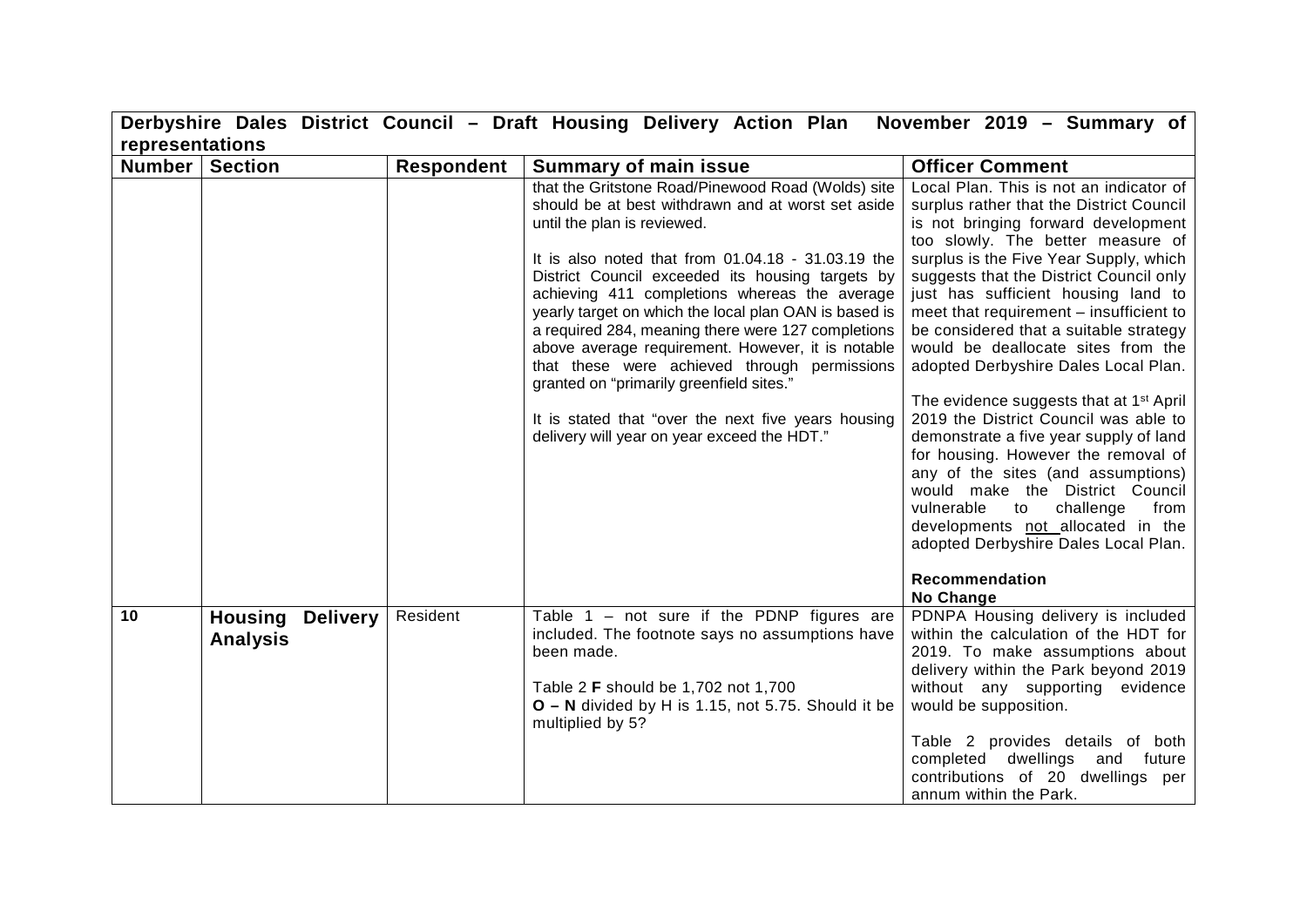**Derbyshire Dales District Council – Draft Housing Delivery Action Plan November 2019 – Summary of representations**

| Number | Section | Respondent | Summary of main issue | Officer Comment |
|---|---|---|---|---|
| | | | that the Gritstone Road/Pinewood Road (Wolds) site should be at best withdrawn and at worst set aside until the plan is reviewed.<br><br>It is also noted that from 01.04.18 - 31.03.19 the District Council exceeded its housing targets by achieving 411 completions whereas the average yearly target on which the local plan OAN is based is a required 284, meaning there were 127 completions above average requirement. However, it is notable that these were achieved through permissions granted on "primarily greenfield sites."<br><br>It is stated that "over the next five years housing delivery will year on year exceed the HDT." | Local Plan. This is not an indicator of surplus rather that the District Council is not bringing forward development too slowly. The better measure of surplus is the Five Year Supply, which suggests that the District Council only just has sufficient housing land to meet that requirement – insufficient to be considered that a suitable strategy would be deallocate sites from the adopted Derbyshire Dales Local Plan.<br><br>The evidence suggests that at 1st April 2019 the District Council was able to demonstrate a five year supply of land for housing. However the removal of any of the sites (and assumptions) would make the District Council vulnerable to challenge from developments not allocated in the adopted Derbyshire Dales Local Plan.<br><br>**Recommendation**<br>**No Change** |
| **10** | **Housing Delivery Analysis** | Resident | Table 1 – not sure if the PDNP figures are included. The footnote says no assumptions have been made.<br><br>Table 2 **F** should be 1,702 not 1,700<br>**O – N** divided by H is 1.15, not 5.75. Should it be multiplied by 5? | PDNPA Housing delivery is included within the calculation of the HDT for 2019. To make assumptions about delivery within the Park beyond 2019 without any supporting evidence would be supposition.<br><br>Table 2 provides details of both completed dwellings and future contributions of 20 dwellings per annum within the Park. |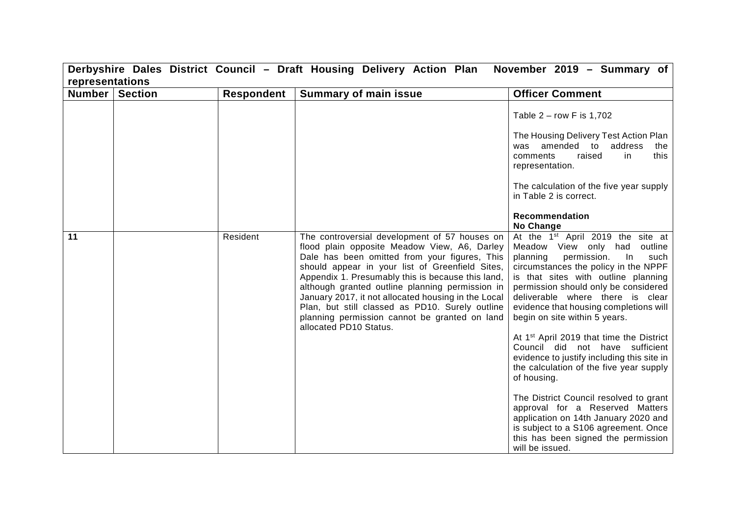| Derbyshire Dales District Council – Draft Housing Delivery Action Plan November 2019 – Summary of representations | | | | |
|---|---|---|---|---|
| **Number** | **Section** | **Respondent** | **Summary of main issue** | **Officer Comment** |
| | | | | Table 2 – row F is 1,702<br><br>The Housing Delivery Test Action Plan was amended to address the comments raised in this representation.<br><br>The calculation of the five year supply in Table 2 is correct.<br><br>**Recommendation**<br>**No Change** |
| **11** | | Resident | The controversial development of 57 houses on flood plain opposite Meadow View, A6, Darley Dale has been omitted from your figures, This should appear in your list of Greenfield Sites, Appendix 1. Presumably this is because this land, although granted outline planning permission in January 2017, it not allocated housing in the Local Plan, but still classed as PD10. Surely outline planning permission cannot be granted on land allocated PD10 Status. | At the 1st April 2019 the site at Meadow View only had outline planning permission. In such circumstances the policy in the NPPF is that sites with outline planning permission should only be considered deliverable where there is clear evidence that housing completions will begin on site within 5 years.<br><br>At 1st April 2019 that time the District Council did not have sufficient evidence to justify including this site in the calculation of the five year supply of housing.<br><br>The District Council resolved to grant approval for a Reserved Matters application on 14th January 2020 and is subject to a S106 agreement. Once this has been signed the permission will be issued. |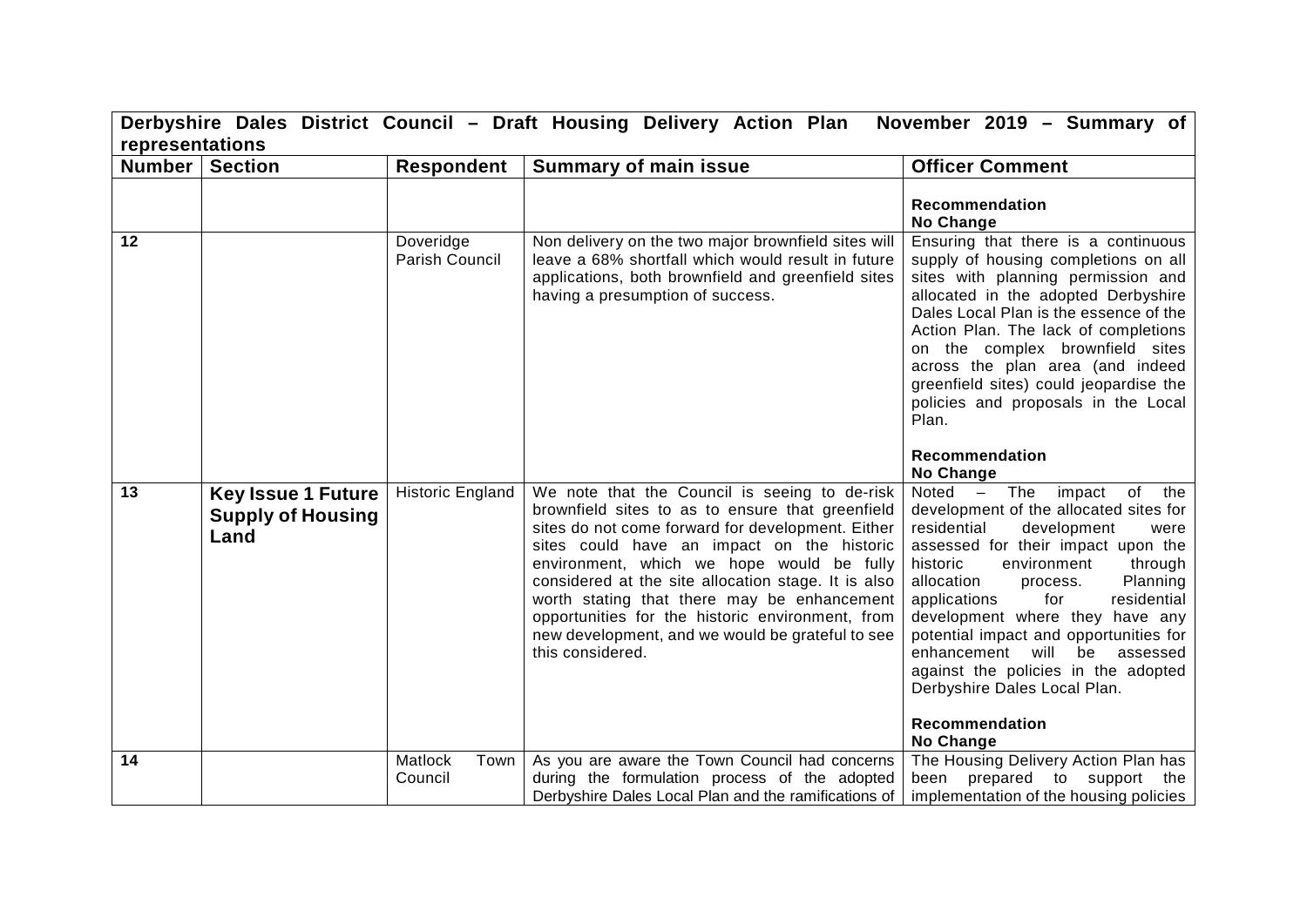| Derbyshire Dales District Council – Draft Housing Delivery Action Plan November 2019 – Summary of representations | | | | |
|---|---|---|---|---|
| **Number** | **Section** | **Respondent** | **Summary of main issue** | **Officer Comment** |
| | | | | **Recommendation**<br>**No Change** |
| **12** | | Doveridge Parish Council | Non delivery on the two major brownfield sites will leave a 68% shortfall which would result in future applications, both brownfield and greenfield sites having a presumption of success. | Ensuring that there is a continuous supply of housing completions on all sites with planning permission and allocated in the adopted Derbyshire Dales Local Plan is the essence of the Action Plan. The lack of completions on the complex brownfield sites across the plan area (and indeed greenfield sites) could jeopardise the policies and proposals in the Local Plan.<br><br>**Recommendation**<br>**No Change** |
| **13** | **Key Issue 1 Future Supply of Housing Land** | Historic England | We note that the Council is seeing to de-risk brownfield sites to as to ensure that greenfield sites do not come forward for development. Either sites could have an impact on the historic environment, which we hope would be fully considered at the site allocation stage. It is also worth stating that there may be enhancement opportunities for the historic environment, from new development, and we would be grateful to see this considered. | Noted – The impact of the development of the allocated sites for residential development were assessed for their impact upon the historic environment through allocation process. Planning applications for residential development where they have any potential impact and opportunities for enhancement will be assessed against the policies in the adopted Derbyshire Dales Local Plan.<br><br>**Recommendation**<br>**No Change** |
| **14** | | Matlock Town Council | As you are aware the Town Council had concerns during the formulation process of the adopted Derbyshire Dales Local Plan and the ramifications of | The Housing Delivery Action Plan has been prepared to support the implementation of the housing policies |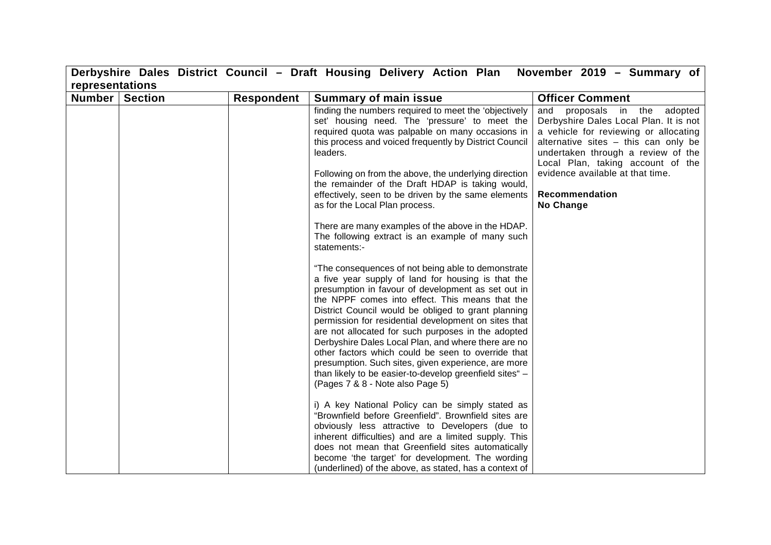**Derbyshire Dales District Council – Draft Housing Delivery Action Plan November 2019 – Summary of representations**

| Number | Section | Respondent | Summary of main issue | Officer Comment |
|---|---|---|---|---|
| | | | finding the numbers required to meet the 'objectively set' housing need. The 'pressure' to meet the required quota was palpable on many occasions in this process and voiced frequently by District Council leaders.<br><br>Following on from the above, the underlying direction the remainder of the Draft HDAP is taking would, effectively, seen to be driven by the same elements as for the Local Plan process.<br><br>There are many examples of the above in the HDAP. The following extract is an example of many such statements:-<br><br>"The consequences of not being able to demonstrate a five year supply of land for housing is that the presumption in favour of development as set out in the NPPF comes into effect. This means that the District Council would be obliged to grant planning permission for residential development on sites that are not allocated for such purposes in the adopted Derbyshire Dales Local Plan, and where there are no other factors which could be seen to override that presumption. Such sites, given experience, are more than likely to be easier-to-develop greenfield sites" – (Pages 7 & 8 - Note also Page 5)<br><br>i) A key National Policy can be simply stated as "Brownfield before Greenfield". Brownfield sites are obviously less attractive to Developers (due to inherent difficulties) and are a limited supply. This does not mean that Greenfield sites automatically become 'the target' for development. The wording (underlined) of the above, as stated, has a context of | and proposals in the adopted Derbyshire Dales Local Plan. It is not a vehicle for reviewing or allocating alternative sites – this can only be undertaken through a review of the Local Plan, taking account of the evidence available at that time.<br><br>**Recommendation**<br>**No Change** |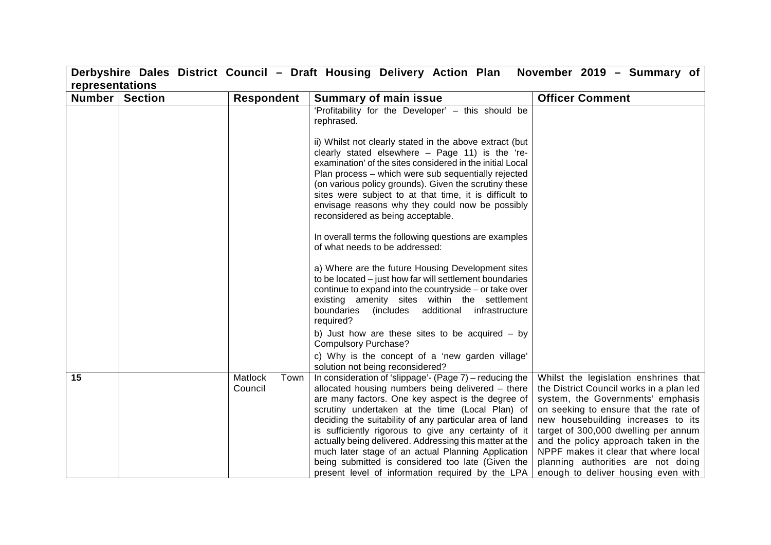**Derbyshire Dales District Council – Draft Housing Delivery Action Plan November 2019 – Summary of representations**

| Number | Section | Respondent | Summary of main issue | Officer Comment |
|---|---|---|---|---|
| | | | 'Profitability for the Developer' – this should be rephrased.<br><br>ii) Whilst not clearly stated in the above extract (but clearly stated elsewhere – Page 11) is the 're-examination' of the sites considered in the initial Local Plan process – which were sub sequentially rejected (on various policy grounds). Given the scrutiny these sites were subject to at that time, it is difficult to envisage reasons why they could now be possibly reconsidered as being acceptable.<br><br>In overall terms the following questions are examples of what needs to be addressed:<br><br>a) Where are the future Housing Development sites to be located – just how far will settlement boundaries continue to expand into the countryside – or take over existing amenity sites within the settlement boundaries (includes additional infrastructure required?<br><br>b) Just how are these sites to be acquired – by Compulsory Purchase?<br><br>c) Why is the concept of a 'new garden village' solution not being reconsidered? | |
| 15 | | Matlock Town Council | In consideration of 'slippage'- (Page 7) – reducing the allocated housing numbers being delivered – there are many factors. One key aspect is the degree of scrutiny undertaken at the time (Local Plan) of deciding the suitability of any particular area of land is sufficiently rigorous to give any certainty of it actually being delivered. Addressing this matter at the much later stage of an actual Planning Application being submitted is considered too late (Given the present level of information required by the LPA | Whilst the legislation enshrines that the District Council works in a plan led system, the Governments' emphasis on seeking to ensure that the rate of new housebuilding increases to its target of 300,000 dwelling per annum and the policy approach taken in the NPPF makes it clear that where local planning authorities are not doing enough to deliver housing even with |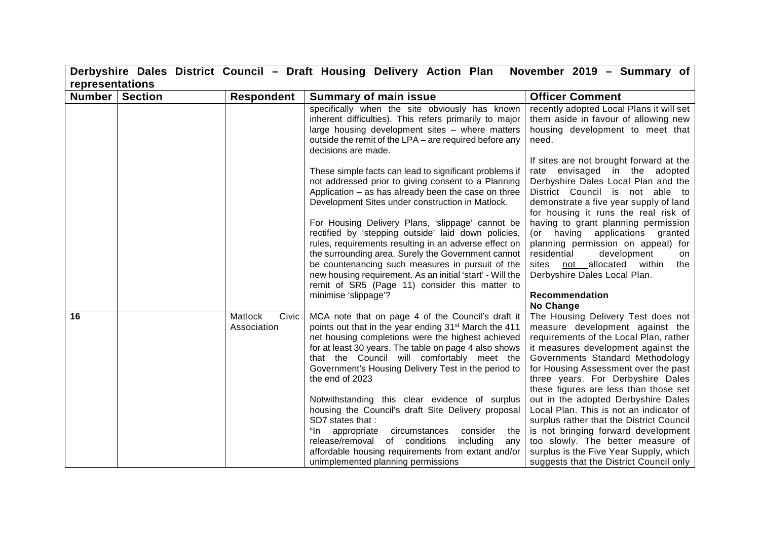**Derbyshire Dales District Council – Draft Housing Delivery Action Plan November 2019 – Summary of representations**

| Number | Section | Respondent | Summary of main issue | Officer Comment |
|---|---|---|---|---|
| | | | specifically when the site obviously has known inherent difficulties). This refers primarily to major large housing development sites – where matters outside the remit of the LPA – are required before any decisions are made.<br><br>These simple facts can lead to significant problems if not addressed prior to giving consent to a Planning Application – as has already been the case on three Development Sites under construction in Matlock.<br><br>For Housing Delivery Plans, 'slippage' cannot be rectified by 'stepping outside' laid down policies, rules, requirements resulting in an adverse effect on the surrounding area. Surely the Government cannot be countenancing such measures in pursuit of the new housing requirement. As an initial 'start' - Will the remit of SR5 (Page 11) consider this matter to minimise 'slippage'? | recently adopted Local Plans it will set them aside in favour of allowing new housing development to meet that need.<br><br>If sites are not brought forward at the rate envisaged in the adopted Derbyshire Dales Local Plan and the District Council is not able to demonstrate a five year supply of land for housing it runs the real risk of having to grant planning permission (or having applications granted planning permission on appeal) for residential development on sites not allocated within the Derbyshire Dales Local Plan.<br><br>**Recommendation**<br>**No Change** |
| **16** | | Matlock Civic Association | MCA note that on page 4 of the Council's draft it points out that in the year ending 31st March the 411 net housing completions were the highest achieved for at least 30 years. The table on page 4 also shows that the Council will comfortably meet the Government's Housing Delivery Test in the period to the end of 2023<br><br>Notwithstanding this clear evidence of surplus housing the Council's draft Site Delivery proposal SD7 states that :<br>"In appropriate circumstances consider the release/removal of conditions including any affordable housing requirements from extant and/or unimplemented planning permissions | The Housing Delivery Test does not measure development against the requirements of the Local Plan, rather it measures development against the Governments Standard Methodology for Housing Assessment over the past three years. For Derbyshire Dales these figures are less than those set out in the adopted Derbyshire Dales Local Plan. This is not an indicator of surplus rather that the District Council is not bringing forward development too slowly. The better measure of surplus is the Five Year Supply, which suggests that the District Council only |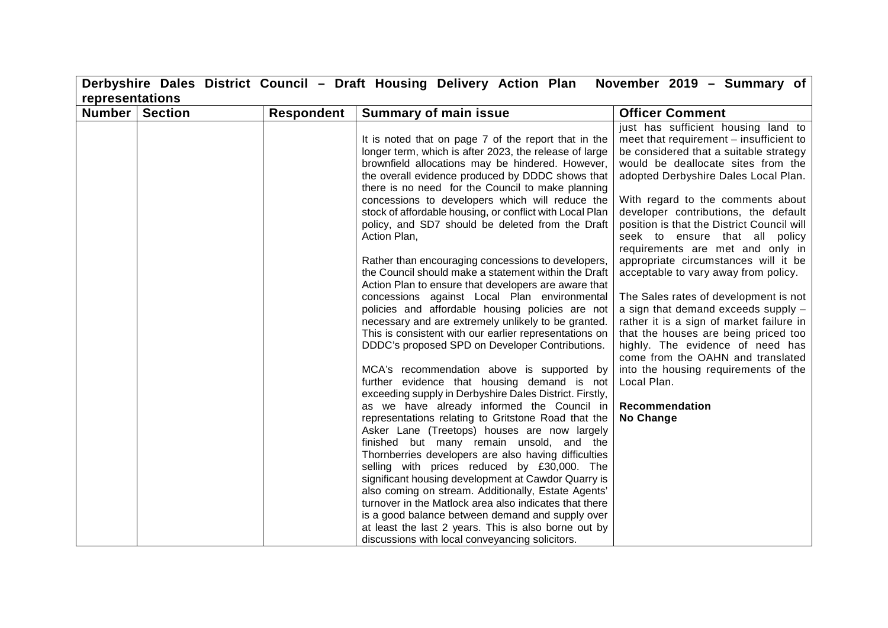| Derbyshire Dales District Council – Draft Housing Delivery Action Plan November 2019 – Summary of representations | | | | |
|---|---|---|---|---|
| **Number** | **Section** | **Respondent** | **Summary of main issue** | **Officer Comment** |
| | | | It is noted that on page 7 of the report that in the longer term, which is after 2023, the release of large brownfield allocations may be hindered. However, the overall evidence produced by DDDC shows that there is no need for the Council to make planning concessions to developers which will reduce the stock of affordable housing, or conflict with Local Plan policy, and SD7 should be deleted from the Draft Action Plan,<br><br>Rather than encouraging concessions to developers, the Council should make a statement within the Draft Action Plan to ensure that developers are aware that concessions against Local Plan environmental policies and affordable housing policies are not necessary and are extremely unlikely to be granted. This is consistent with our earlier representations on DDDC's proposed SPD on Developer Contributions.<br><br>MCA's recommendation above is supported by further evidence that housing demand is not exceeding supply in Derbyshire Dales District. Firstly, as we have already informed the Council in representations relating to Gritstone Road that the Asker Lane (Treetops) houses are now largely finished but many remain unsold, and the Thornberries developers are also having difficulties selling with prices reduced by £30,000. The significant housing development at Cawdor Quarry is also coming on stream. Additionally, Estate Agents' turnover in the Matlock area also indicates that there is a good balance between demand and supply over at least the last 2 years. This is also borne out by discussions with local conveyancing solicitors. | just has sufficient housing land to meet that requirement – insufficient to be considered that a suitable strategy would be deallocate sites from the adopted Derbyshire Dales Local Plan.<br><br>With regard to the comments about developer contributions, the default position is that the District Council will seek to ensure that all policy requirements are met and only in appropriate circumstances will it be acceptable to vary away from policy.<br><br>The Sales rates of development is not a sign that demand exceeds supply – rather it is a sign of market failure in that the houses are being priced too highly. The evidence of need has come from the OAHN and translated into the housing requirements of the Local Plan.<br><br>**Recommendation**<br>**No Change** |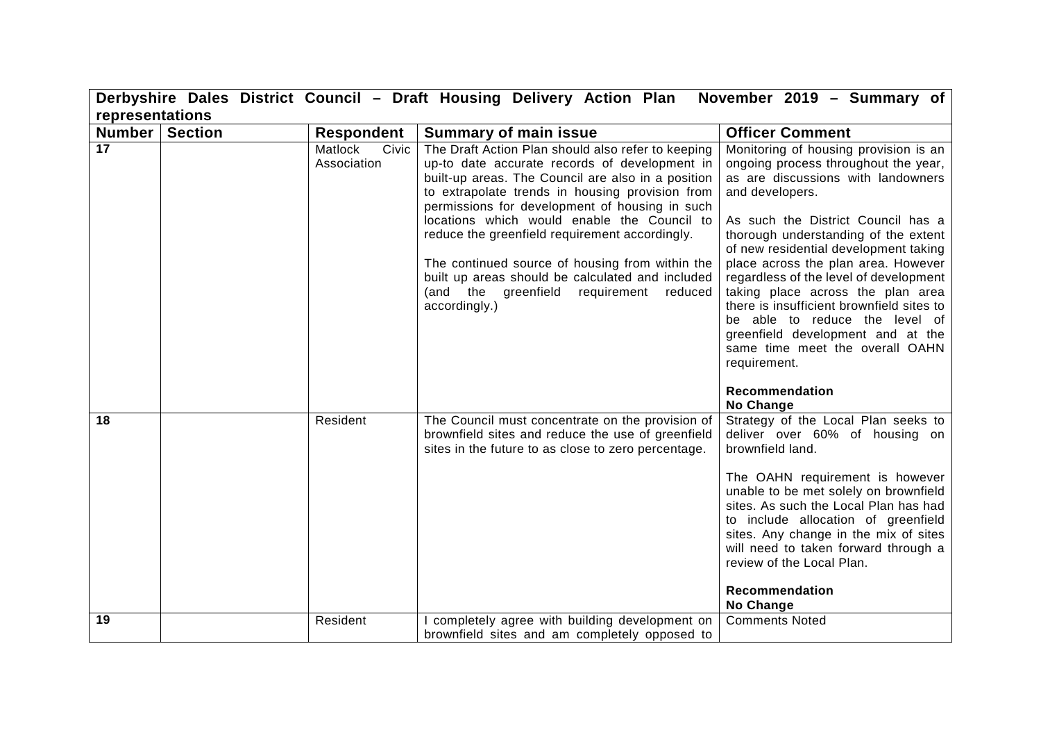| Derbyshire Dales District Council – Draft Housing Delivery Action Plan November 2019 – Summary of representations | | | | |
|---|---|---|---|---|
| **Number** | **Section** | **Respondent** | **Summary of main issue** | **Officer Comment** |
| **17** | | Matlock Civic Association | The Draft Action Plan should also refer to keeping up-to date accurate records of development in built-up areas. The Council are also in a position to extrapolate trends in housing provision from permissions for development of housing in such locations which would enable the Council to reduce the greenfield requirement accordingly.<br><br>The continued source of housing from within the built up areas should be calculated and included (and the greenfield requirement reduced accordingly.) | Monitoring of housing provision is an ongoing process throughout the year, as are discussions with landowners and developers.<br><br>As such the District Council has a thorough understanding of the extent of new residential development taking place across the plan area. However regardless of the level of development taking place across the plan area there is insufficient brownfield sites to be able to reduce the level of greenfield development and at the same time meet the overall OAHN requirement.<br><br>**Recommendation**<br>**No Change** |
| **18** | | Resident | The Council must concentrate on the provision of brownfield sites and reduce the use of greenfield sites in the future to as close to zero percentage. | Strategy of the Local Plan seeks to deliver over 60% of housing on brownfield land.<br><br>The OAHN requirement is however unable to be met solely on brownfield sites. As such the Local Plan has had to include allocation of greenfield sites. Any change in the mix of sites will need to taken forward through a review of the Local Plan.<br><br>**Recommendation**<br>**No Change** |
| **19** | | Resident | I completely agree with building development on brownfield sites and am completely opposed to | Comments Noted |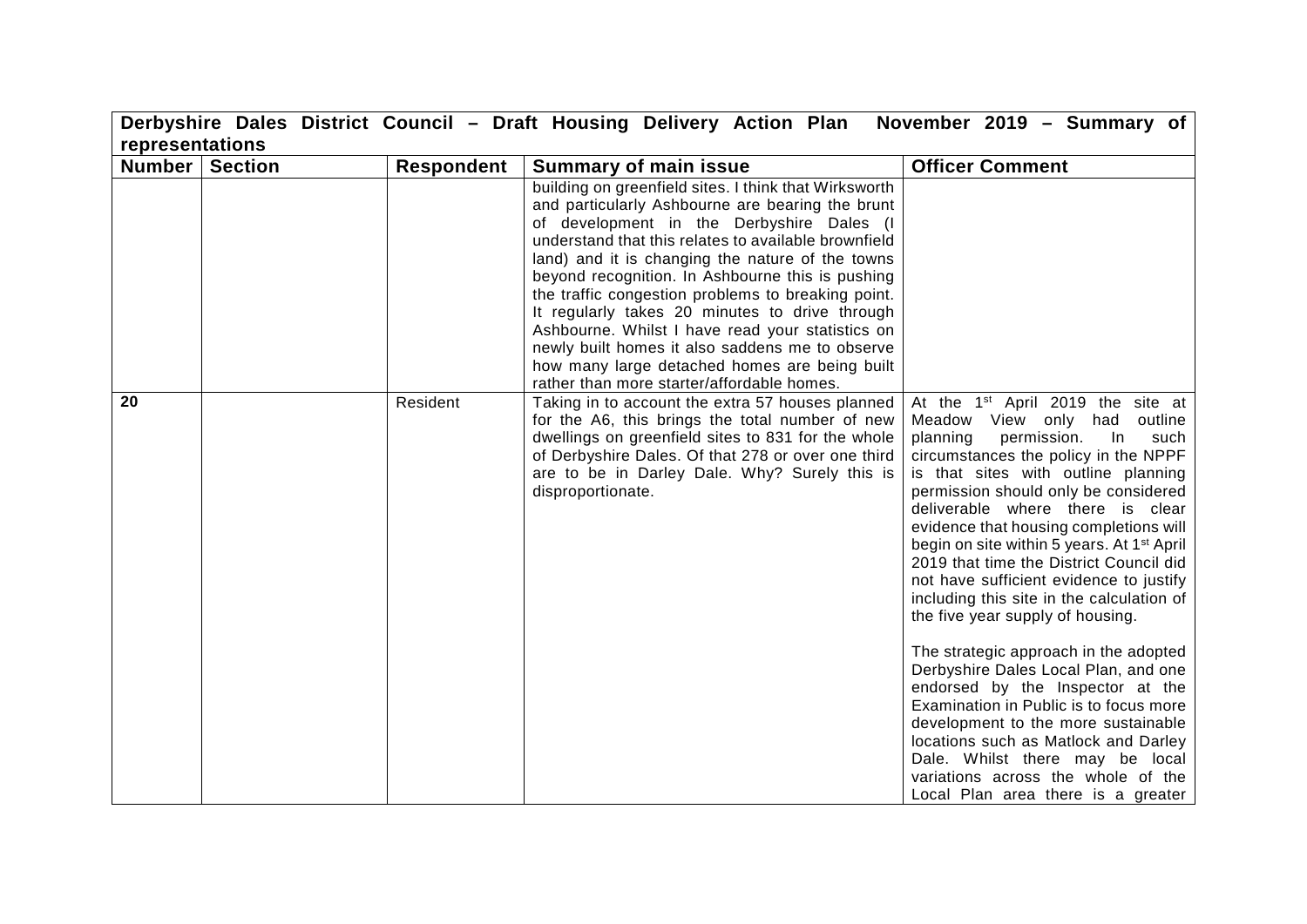| Derbyshire Dales District Council – Draft Housing Delivery Action Plan November 2019 – Summary of representations | | | | |
|---|---|---|---|---|
| **Number** | **Section** | **Respondent** | **Summary of main issue** | **Officer Comment** |
| | | | building on greenfield sites. I think that Wirksworth and particularly Ashbourne are bearing the brunt of development in the Derbyshire Dales (I understand that this relates to available brownfield land) and it is changing the nature of the towns beyond recognition. In Ashbourne this is pushing the traffic congestion problems to breaking point. It regularly takes 20 minutes to drive through Ashbourne. Whilst I have read your statistics on newly built homes it also saddens me to observe how many large detached homes are being built rather than more starter/affordable homes. | |
| **20** | | Resident | Taking in to account the extra 57 houses planned for the A6, this brings the total number of new dwellings on greenfield sites to 831 for the whole of Derbyshire Dales. Of that 278 or over one third are to be in Darley Dale. Why? Surely this is disproportionate. | At the 1st April 2019 the site at Meadow View only had outline planning permission. In such circumstances the policy in the NPPF is that sites with outline planning permission should only be considered deliverable where there is clear evidence that housing completions will begin on site within 5 years. At 1st April 2019 that time the District Council did not have sufficient evidence to justify including this site in the calculation of the five year supply of housing.<br><br>The strategic approach in the adopted Derbyshire Dales Local Plan, and one endorsed by the Inspector at the Examination in Public is to focus more development to the more sustainable locations such as Matlock and Darley Dale. Whilst there may be local variations across the whole of the Local Plan area there is a greater |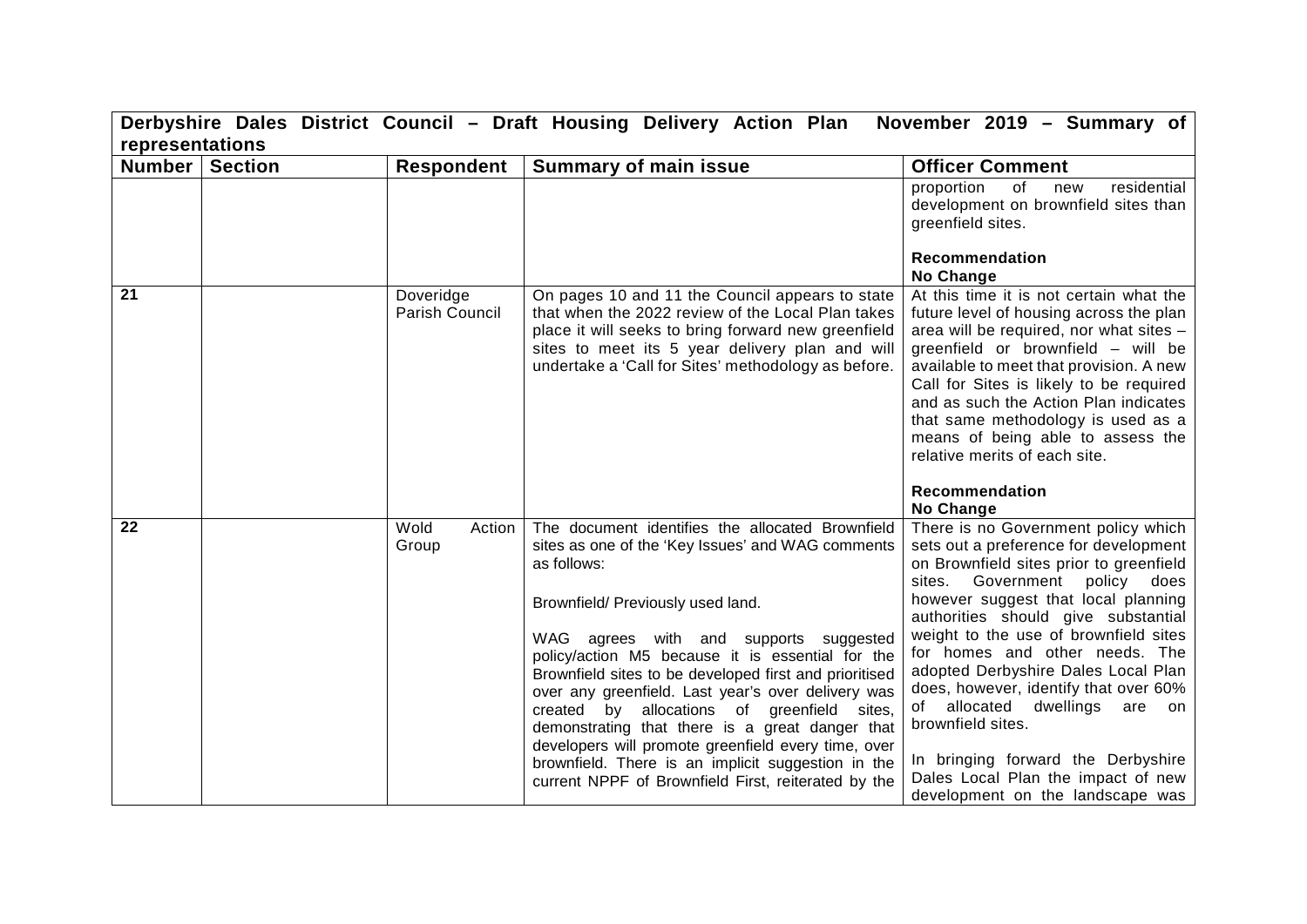| Derbyshire Dales District Council – Draft Housing Delivery Action Plan November 2019 – Summary of representations | | | | |
|---|---|---|---|---|
| **Number** | **Section** | **Respondent** | **Summary of main issue** | **Officer Comment** |
| | | | | proportion of new residential development on brownfield sites than greenfield sites.<br><br>**Recommendation**<br>**No Change** |
| **21** | | Doveridge Parish Council | On pages 10 and 11 the Council appears to state that when the 2022 review of the Local Plan takes place it will seeks to bring forward new greenfield sites to meet its 5 year delivery plan and will undertake a 'Call for Sites' methodology as before. | At this time it is not certain what the future level of housing across the plan area will be required, nor what sites – greenfield or brownfield – will be available to meet that provision. A new Call for Sites is likely to be required and as such the Action Plan indicates that same methodology is used as a means of being able to assess the relative merits of each site.<br><br>**Recommendation**<br>**No Change** |
| **22** | | Wold Action Group | The document identifies the allocated Brownfield sites as one of the 'Key Issues' and WAG comments as follows:<br><br>Brownfield/ Previously used land.<br><br>WAG agrees with and supports suggested policy/action M5 because it is essential for the Brownfield sites to be developed first and prioritised over any greenfield. Last year's over delivery was created by allocations of greenfield sites, demonstrating that there is a great danger that developers will promote greenfield every time, over brownfield. There is an implicit suggestion in the current NPPF of Brownfield First, reiterated by the | There is no Government policy which sets out a preference for development on Brownfield sites prior to greenfield sites. Government policy does however suggest that local planning authorities should give substantial weight to the use of brownfield sites for homes and other needs. The adopted Derbyshire Dales Local Plan does, however, identify that over 60% of allocated dwellings are on brownfield sites.<br><br>In bringing forward the Derbyshire Dales Local Plan the impact of new development on the landscape was |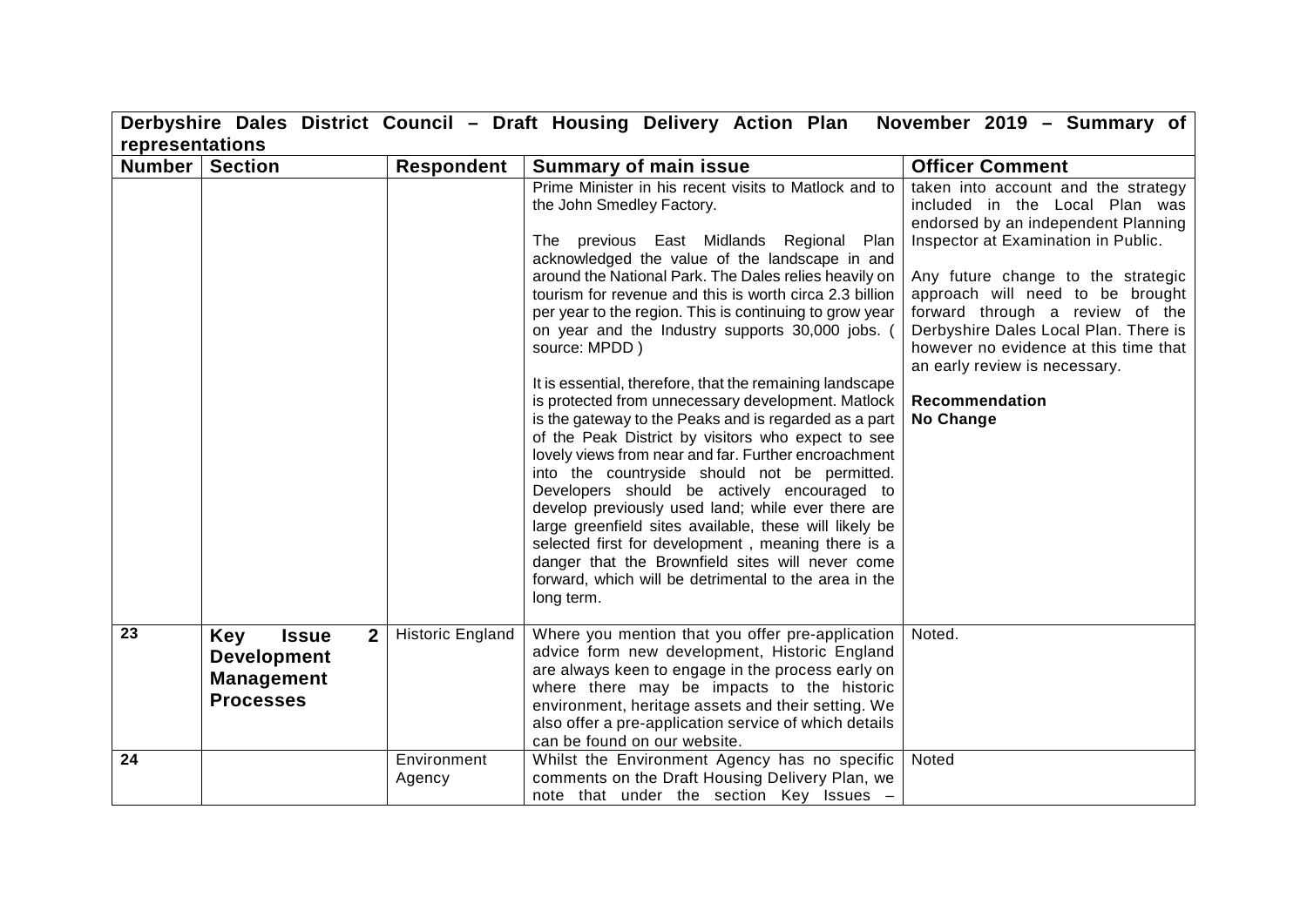| Derbyshire Dales District Council – Draft Housing Delivery Action Plan November 2019 – Summary of representations | | | | |
|---|---|---|---|---|
| **Number** | **Section** | **Respondent** | **Summary of main issue** | **Officer Comment** |
| | | | Prime Minister in his recent visits to Matlock and to the John Smedley Factory.<br><br>The previous East Midlands Regional Plan acknowledged the value of the landscape in and around the National Park. The Dales relies heavily on tourism for revenue and this is worth circa 2.3 billion per year to the region. This is continuing to grow year on year and the Industry supports 30,000 jobs. ( source: MPDD )<br><br>It is essential, therefore, that the remaining landscape is protected from unnecessary development. Matlock is the gateway to the Peaks and is regarded as a part of the Peak District by visitors who expect to see lovely views from near and far. Further encroachment into the countryside should not be permitted. Developers should be actively encouraged to develop previously used land; while ever there are large greenfield sites available, these will likely be selected first for development , meaning there is a danger that the Brownfield sites will never come forward, which will be detrimental to the area in the long term. | taken into account and the strategy included in the Local Plan was endorsed by an independent Planning Inspector at Examination in Public.<br><br>Any future change to the strategic approach will need to be brought forward through a review of the Derbyshire Dales Local Plan. There is however no evidence at this time that an early review is necessary.<br><br>**Recommendation**<br>**No Change** |
| **23** | **Key Issue 2 Development Management Processes** | Historic England | Where you mention that you offer pre-application advice form new development, Historic England are always keen to engage in the process early on where there may be impacts to the historic environment, heritage assets and their setting. We also offer a pre-application service of which details can be found on our website. | Noted. |
| **24** | | Environment Agency | Whilst the Environment Agency has no specific comments on the Draft Housing Delivery Plan, we note that under the section Key Issues – | Noted |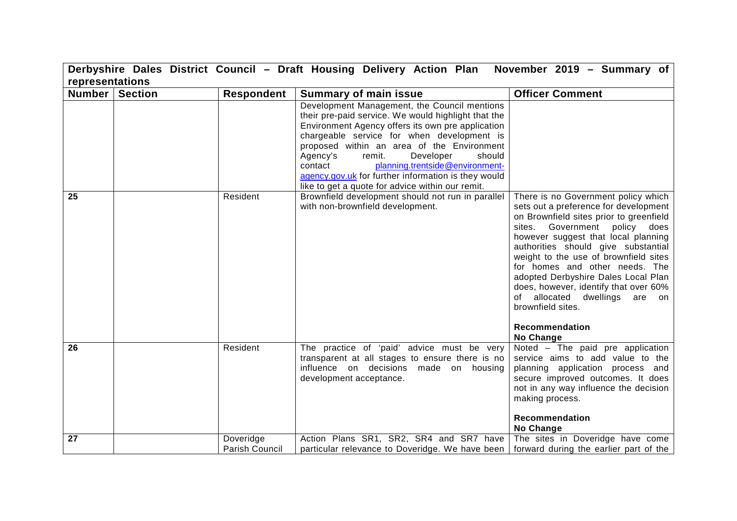| Derbyshire Dales District Council – Draft Housing Delivery Action Plan November 2019 – Summary of representations | | | | |
|---|---|---|---|---|
| **Number** | **Section** | **Respondent** | **Summary of main issue** | **Officer Comment** |
| | | | Development Management, the Council mentions their pre-paid service. We would highlight that the Environment Agency offers its own pre application chargeable service for when development is proposed within an area of the Environment Agency's remit. Developer should contact planning.trentside@environment-agency.gov.uk for further information is they would like to get a quote for advice within our remit. | |
| 25 | | Resident | Brownfield development should not run in parallel with non-brownfield development. | There is no Government policy which sets out a preference for development on Brownfield sites prior to greenfield sites. Government policy does however suggest that local planning authorities should give substantial weight to the use of brownfield sites for homes and other needs. The adopted Derbyshire Dales Local Plan does, however, identify that over 60% of allocated dwellings are on brownfield sites.<br><br>**Recommendation**<br>**No Change** |
| 26 | | Resident | The practice of 'paid' advice must be very transparent at all stages to ensure there is no influence on decisions made on housing development acceptance. | Noted – The paid pre application service aims to add value to the planning application process and secure improved outcomes. It does not in any way influence the decision making process.<br><br>**Recommendation**<br>**No Change** |
| 27 | | Doveridge Parish Council | Action Plans SR1, SR2, SR4 and SR7 have particular relevance to Doveridge. We have been | The sites in Doveridge have come forward during the earlier part of the |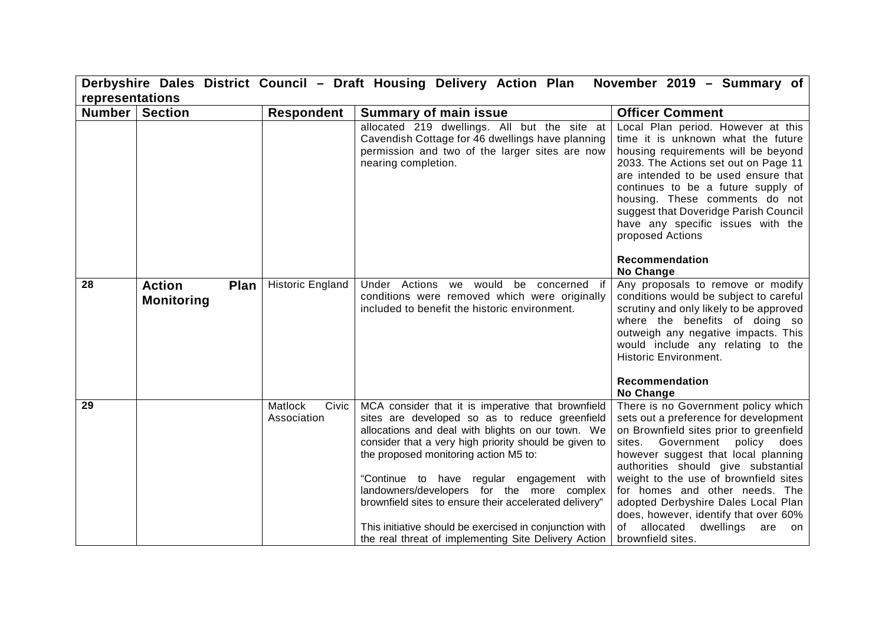**Derbyshire Dales District Council – Draft Housing Delivery Action Plan November 2019 – Summary of representations**

| Number | Section | Respondent | Summary of main issue | Officer Comment |
|---|---|---|---|---|
| | | | allocated 219 dwellings. All but the site at Cavendish Cottage for 46 dwellings have planning permission and two of the larger sites are now nearing completion. | Local Plan period. However at this time it is unknown what the future housing requirements will be beyond 2033. The Actions set out on Page 11 are intended to be used ensure that continues to be a future supply of housing. These comments do not suggest that Doveridge Parish Council have any specific issues with the proposed Actions<br><br>**Recommendation**<br>**No Change** |
| 28 | **Action Plan Monitoring** | Historic England | Under Actions we would be concerned if conditions were removed which were originally included to benefit the historic environment. | Any proposals to remove or modify conditions would be subject to careful scrutiny and only likely to be approved where the benefits of doing so outweigh any negative impacts. This would include any relating to the Historic Environment.<br><br>**Recommendation**<br>**No Change** |
| 29 | | Matlock Civic Association | MCA consider that it is imperative that brownfield sites are developed so as to reduce greenfield allocations and deal with blights on our town. We consider that a very high priority should be given to the proposed monitoring action M5 to:<br><br>"Continue to have regular engagement with landowners/developers for the more complex brownfield sites to ensure their accelerated delivery"<br><br>This initiative should be exercised in conjunction with the real threat of implementing Site Delivery Action | There is no Government policy which sets out a preference for development on Brownfield sites prior to greenfield sites. Government policy does however suggest that local planning authorities should give substantial weight to the use of brownfield sites for homes and other needs. The adopted Derbyshire Dales Local Plan does, however, identify that over 60% of allocated dwellings are on brownfield sites. |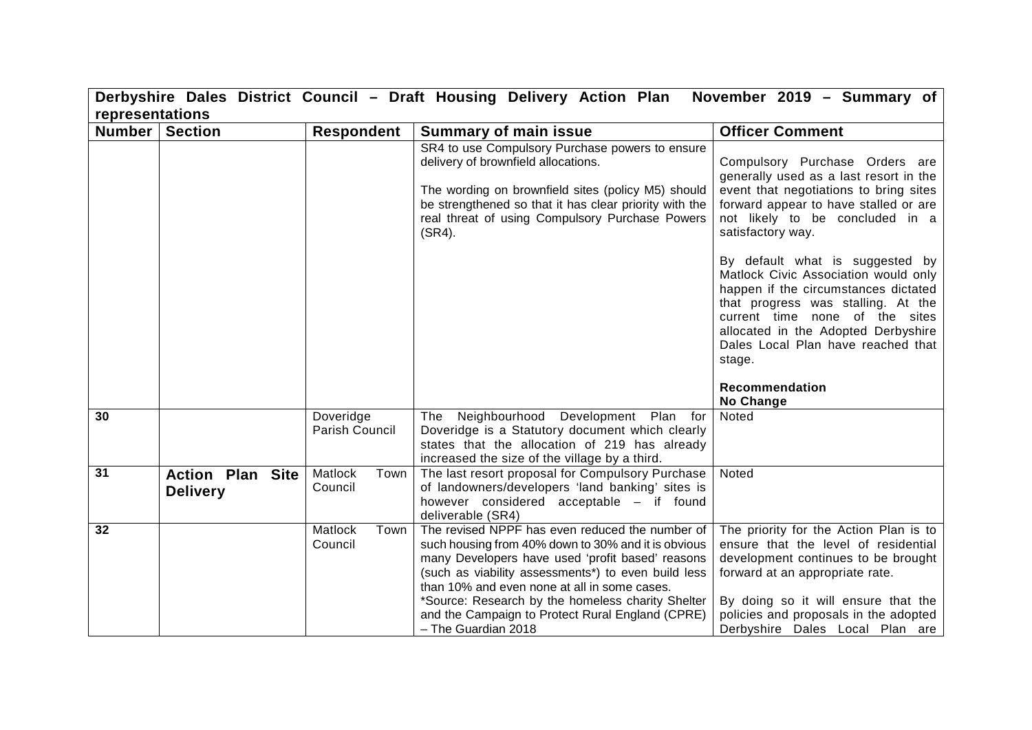| Derbyshire Dales District Council – Draft Housing Delivery Action Plan November 2019 – Summary of representations | | | | |
|---|---|---|---|---|
| **Number** | **Section** | **Respondent** | **Summary of main issue** | **Officer Comment** |
| | | | SR4 to use Compulsory Purchase powers to ensure delivery of brownfield allocations.<br><br>The wording on brownfield sites (policy M5) should be strengthened so that it has clear priority with the real threat of using Compulsory Purchase Powers (SR4). | Compulsory Purchase Orders are generally used as a last resort in the event that negotiations to bring sites forward appear to have stalled or are not likely to be concluded in a satisfactory way.<br><br>By default what is suggested by Matlock Civic Association would only happen if the circumstances dictated that progress was stalling. At the current time none of the sites allocated in the Adopted Derbyshire Dales Local Plan have reached that stage.<br><br>**Recommendation**<br>**No Change** |
| 30 | | Doveridge Parish Council | The Neighbourhood Development Plan for Doveridge is a Statutory document which clearly states that the allocation of 219 has already increased the size of the village by a third. | Noted |
| 31 | **Action Plan Site Delivery** | Matlock Town Council | The last resort proposal for Compulsory Purchase of landowners/developers 'land banking' sites is however considered acceptable – if found deliverable (SR4) | Noted |
| 32 | | Matlock Town Council | The revised NPPF has even reduced the number of such housing from 40% down to 30% and it is obvious many Developers have used 'profit based' reasons (such as viability assessments*) to even build less than 10% and even none at all in some cases.<br>*Source: Research by the homeless charity Shelter and the Campaign to Protect Rural England (CPRE) – The Guardian 2018 | The priority for the Action Plan is to ensure that the level of residential development continues to be brought forward at an appropriate rate.<br><br>By doing so it will ensure that the policies and proposals in the adopted Derbyshire Dales Local Plan are |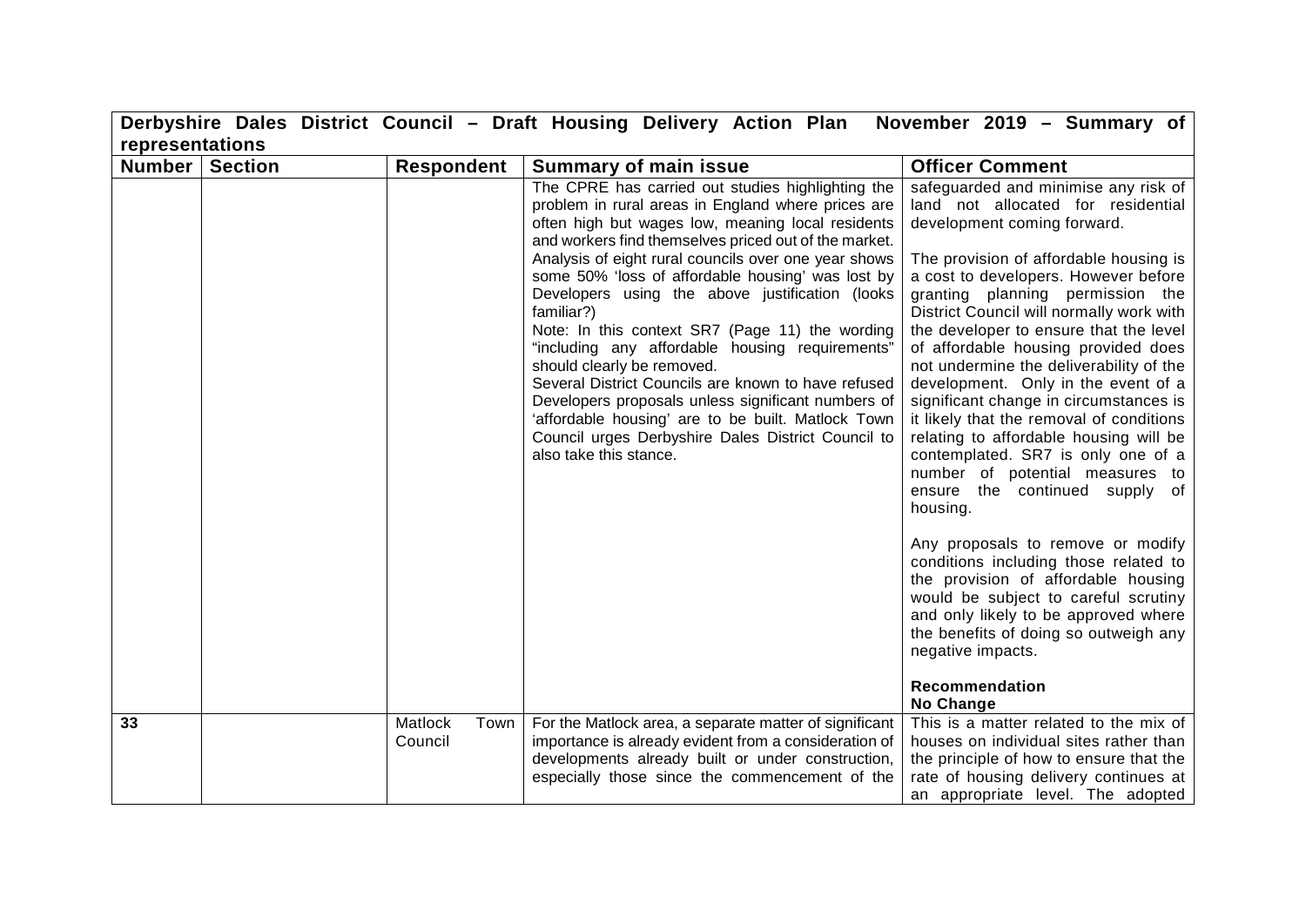**Derbyshire Dales District Council – Draft Housing Delivery Action Plan November 2019 – Summary of representations**

| Number | Section | Respondent | Summary of main issue | Officer Comment |
|---|---|---|---|---|
| | | | The CPRE has carried out studies highlighting the problem in rural areas in England where prices are often high but wages low, meaning local residents and workers find themselves priced out of the market. Analysis of eight rural councils over one year shows some 50% 'loss of affordable housing' was lost by Developers using the above justification (looks familiar?)<br>Note: In this context SR7 (Page 11) the wording "including any affordable housing requirements" should clearly be removed.<br>Several District Councils are known to have refused Developers proposals unless significant numbers of 'affordable housing' are to be built. Matlock Town Council urges Derbyshire Dales District Council to also take this stance. | safeguarded and minimise any risk of land not allocated for residential development coming forward.<br><br>The provision of affordable housing is a cost to developers. However before granting planning permission the District Council will normally work with the developer to ensure that the level of affordable housing provided does not undermine the deliverability of the development. Only in the event of a significant change in circumstances is it likely that the removal of conditions relating to affordable housing will be contemplated. SR7 is only one of a number of potential measures to ensure the continued supply of housing.<br><br>Any proposals to remove or modify conditions including those related to the provision of affordable housing would be subject to careful scrutiny and only likely to be approved where the benefits of doing so outweigh any negative impacts.<br><br>**Recommendation**<br>**No Change** |
| **33** | | Matlock Town Council | For the Matlock area, a separate matter of significant importance is already evident from a consideration of developments already built or under construction, especially those since the commencement of the | This is a matter related to the mix of houses on individual sites rather than the principle of how to ensure that the rate of housing delivery continues at an appropriate level. The adopted |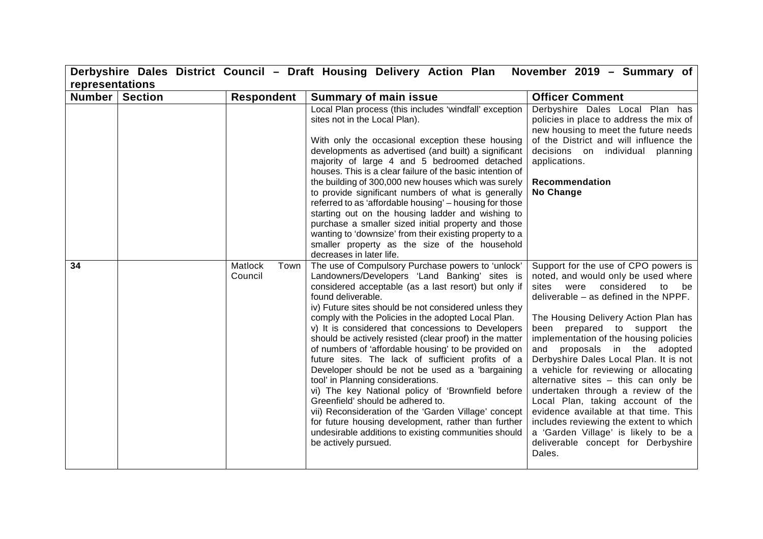| Derbyshire Dales District Council – Draft Housing Delivery Action Plan November 2019 – Summary of representations | | | | |
|---|---|---|---|---|
| **Number** | **Section** | **Respondent** | **Summary of main issue** | **Officer Comment** |
| | | | Local Plan process (this includes 'windfall' exception sites not in the Local Plan).<br><br>With only the occasional exception these housing developments as advertised (and built) a significant majority of large 4 and 5 bedroomed detached houses. This is a clear failure of the basic intention of the building of 300,000 new houses which was surely to provide significant numbers of what is generally referred to as 'affordable housing' – housing for those starting out on the housing ladder and wishing to purchase a smaller sized initial property and those wanting to 'downsize' from their existing property to a smaller property as the size of the household decreases in later life. | Derbyshire Dales Local Plan has policies in place to address the mix of new housing to meet the future needs of the District and will influence the decisions on individual planning applications.<br><br>**Recommendation**<br>**No Change** |
| **34** | | Matlock Town Council | The use of Compulsory Purchase powers to 'unlock' Landowners/Developers 'Land Banking' sites is considered acceptable (as a last resort) but only if found deliverable.<br>iv) Future sites should be not considered unless they comply with the Policies in the adopted Local Plan.<br>v) It is considered that concessions to Developers should be actively resisted (clear proof) in the matter of numbers of 'affordable housing' to be provided on future sites. The lack of sufficient profits of a Developer should be not be used as a 'bargaining tool' in Planning considerations.<br>vi) The key National policy of 'Brownfield before Greenfield' should be adhered to.<br>vii) Reconsideration of the 'Garden Village' concept for future housing development, rather than further undesirable additions to existing communities should be actively pursued. | Support for the use of CPO powers is noted, and would only be used where sites were considered to be deliverable – as defined in the NPPF.<br><br>The Housing Delivery Action Plan has been prepared to support the implementation of the housing policies and proposals in the adopted Derbyshire Dales Local Plan. It is not a vehicle for reviewing or allocating alternative sites – this can only be undertaken through a review of the Local Plan, taking account of the evidence available at that time. This includes reviewing the extent to which a 'Garden Village' is likely to be a deliverable concept for Derbyshire Dales. |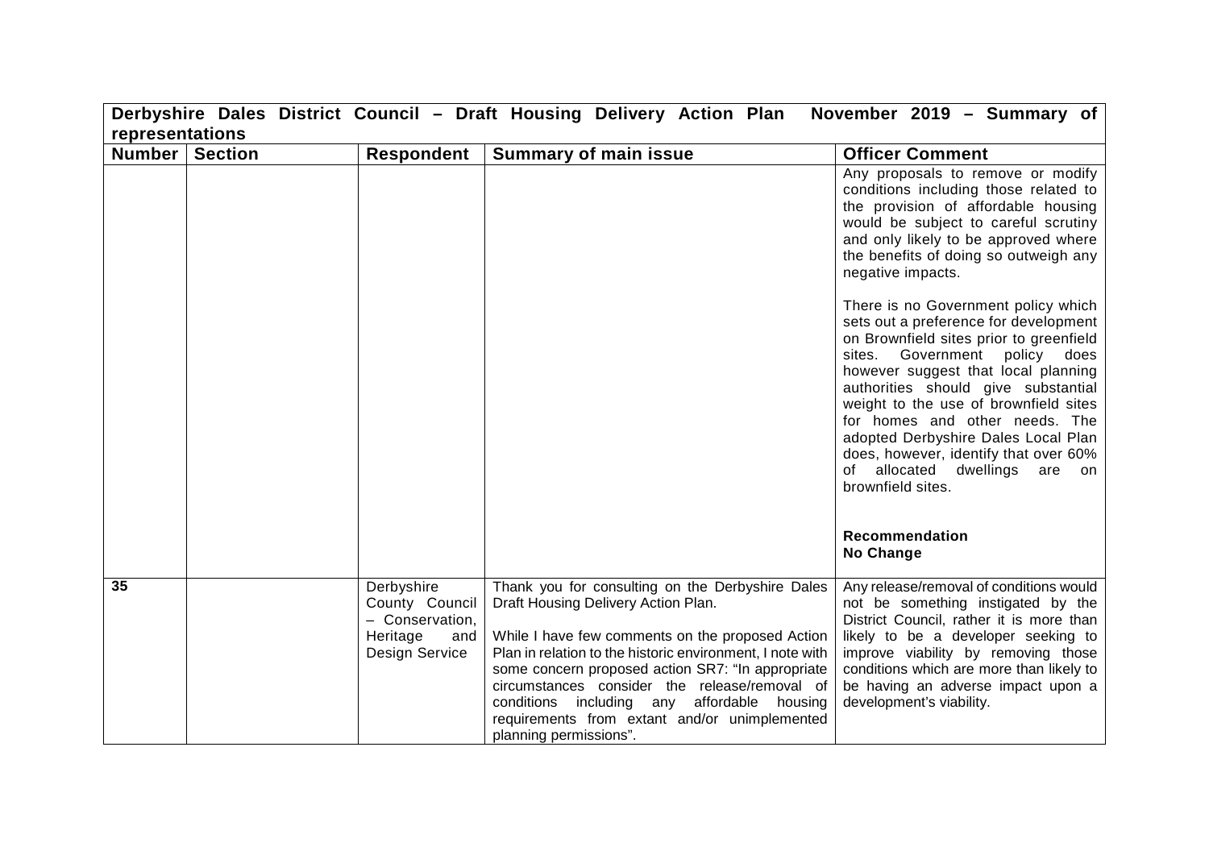| Derbyshire Dales District Council – Draft Housing Delivery Action Plan November 2019 – Summary of representations | | | | |
|---|---|---|---|---|
| **Number** | **Section** | **Respondent** | **Summary of main issue** | **Officer Comment** |
| | | | | Any proposals to remove or modify conditions including those related to the provision of affordable housing would be subject to careful scrutiny and only likely to be approved where the benefits of doing so outweigh any negative impacts.<br><br>There is no Government policy which sets out a preference for development on Brownfield sites prior to greenfield sites. Government policy does however suggest that local planning authorities should give substantial weight to the use of brownfield sites for homes and other needs. The adopted Derbyshire Dales Local Plan does, however, identify that over 60% of allocated dwellings are on brownfield sites.<br><br>**Recommendation**<br>**No Change** |
| **35** | | Derbyshire County Council – Conservation, Heritage and Design Service | Thank you for consulting on the Derbyshire Dales Draft Housing Delivery Action Plan.<br><br>While I have few comments on the proposed Action Plan in relation to the historic environment, I note with some concern proposed action SR7: "In appropriate circumstances consider the release/removal of conditions including any affordable housing requirements from extant and/or unimplemented planning permissions". | Any release/removal of conditions would not be something instigated by the District Council, rather it is more than likely to be a developer seeking to improve viability by removing those conditions which are more than likely to be having an adverse impact upon a development's viability. |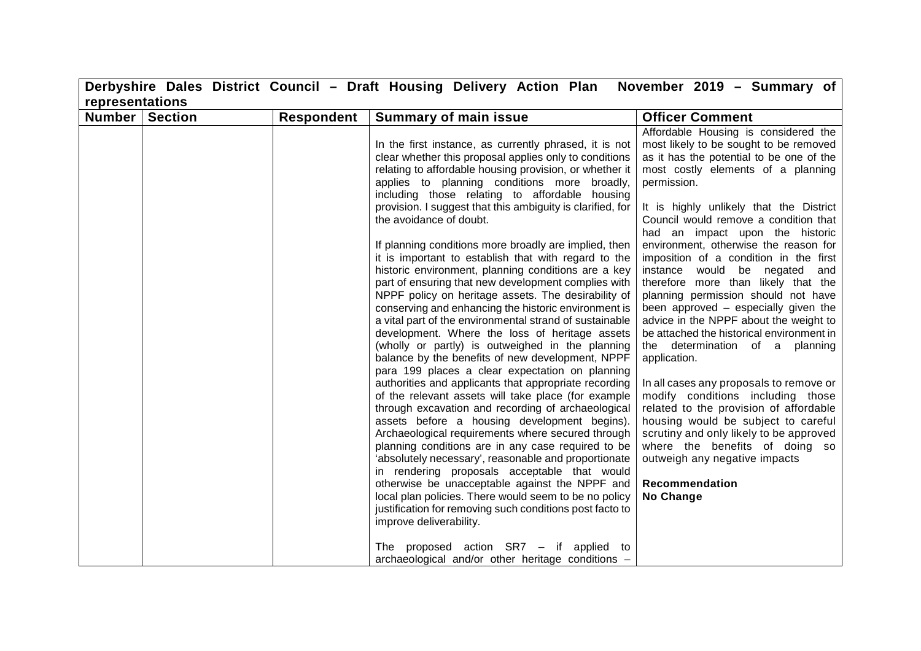| Derbyshire Dales District Council – Draft Housing Delivery Action Plan November 2019 – Summary of representations | | | | |
|---|---|---|---|---|
| **Number** | **Section** | **Respondent** | **Summary of main issue** | **Officer Comment** |
| | | | In the first instance, as currently phrased, it is not clear whether this proposal applies only to conditions relating to affordable housing provision, or whether it applies to planning conditions more broadly, including those relating to affordable housing provision. I suggest that this ambiguity is clarified, for the avoidance of doubt.<br><br>If planning conditions more broadly are implied, then it is important to establish that with regard to the historic environment, planning conditions are a key part of ensuring that new development complies with NPPF policy on heritage assets. The desirability of conserving and enhancing the historic environment is a vital part of the environmental strand of sustainable development. Where the loss of heritage assets (wholly or partly) is outweighed in the planning balance by the benefits of new development, NPPF para 199 places a clear expectation on planning authorities and applicants that appropriate recording of the relevant assets will take place (for example through excavation and recording of archaeological assets before a housing development begins). Archaeological requirements where secured through planning conditions are in any case required to be 'absolutely necessary', reasonable and proportionate in rendering proposals acceptable that would otherwise be unacceptable against the NPPF and local plan policies. There would seem to be no policy justification for removing such conditions post facto to improve deliverability.<br><br>The proposed action SR7 – if applied to archaeological and/or other heritage conditions – | Affordable Housing is considered the most likely to be sought to be removed as it has the potential to be one of the most costly elements of a planning permission.<br><br>It is highly unlikely that the District Council would remove a condition that had an impact upon the historic environment, otherwise the reason for imposition of a condition in the first instance would be negated and therefore more than likely that the planning permission should not have been approved – especially given the advice in the NPPF about the weight to be attached the historical environment in the determination of a planning application.<br><br>In all cases any proposals to remove or modify conditions including those related to the provision of affordable housing would be subject to careful scrutiny and only likely to be approved where the benefits of doing so outweigh any negative impacts<br><br>**Recommendation**<br>**No Change** |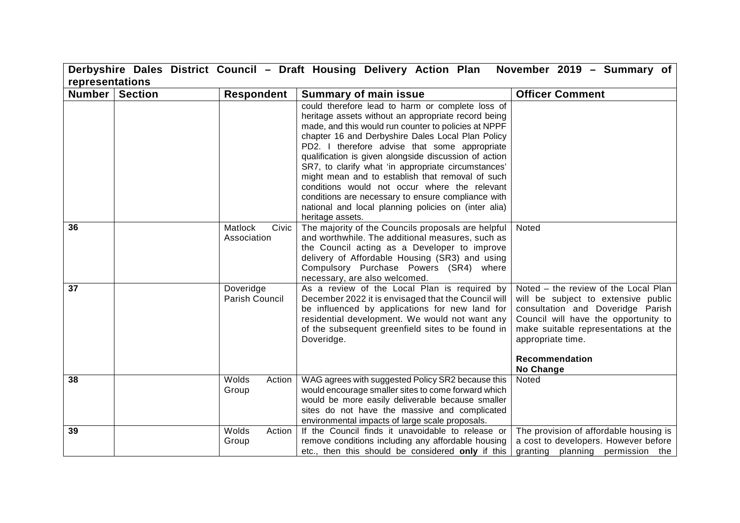| Derbyshire Dales District Council – Draft Housing Delivery Action Plan November 2019 – Summary of representations | | | | |
|---|---|---|---|---|
| **Number** | **Section** | **Respondent** | **Summary of main issue** | **Officer Comment** |
| | | | could therefore lead to harm or complete loss of heritage assets without an appropriate record being made, and this would run counter to policies at NPPF chapter 16 and Derbyshire Dales Local Plan Policy PD2. I therefore advise that some appropriate qualification is given alongside discussion of action SR7, to clarify what 'in appropriate circumstances' might mean and to establish that removal of such conditions would not occur where the relevant conditions are necessary to ensure compliance with national and local planning policies on (inter alia) heritage assets. | |
| **36** | | Matlock Civic Association | The majority of the Councils proposals are helpful and worthwhile. The additional measures, such as the Council acting as a Developer to improve delivery of Affordable Housing (SR3) and using Compulsory Purchase Powers (SR4) where necessary, are also welcomed. | Noted |
| **37** | | Doveridge Parish Council | As a review of the Local Plan is required by December 2022 it is envisaged that the Council will be influenced by applications for new land for residential development. We would not want any of the subsequent greenfield sites to be found in Doveridge. | Noted – the review of the Local Plan will be subject to extensive public consultation and Doveridge Parish Council will have the opportunity to make suitable representations at the appropriate time.<br><br>**Recommendation**<br>**No Change** |
| **38** | | Wolds Action Group | WAG agrees with suggested Policy SR2 because this would encourage smaller sites to come forward which would be more easily deliverable because smaller sites do not have the massive and complicated environmental impacts of large scale proposals. | Noted |
| **39** | | Wolds Action Group | If the Council finds it unavoidable to release or remove conditions including any affordable housing etc., then this should be considered **only** if this | The provision of affordable housing is a cost to developers. However before granting planning permission the |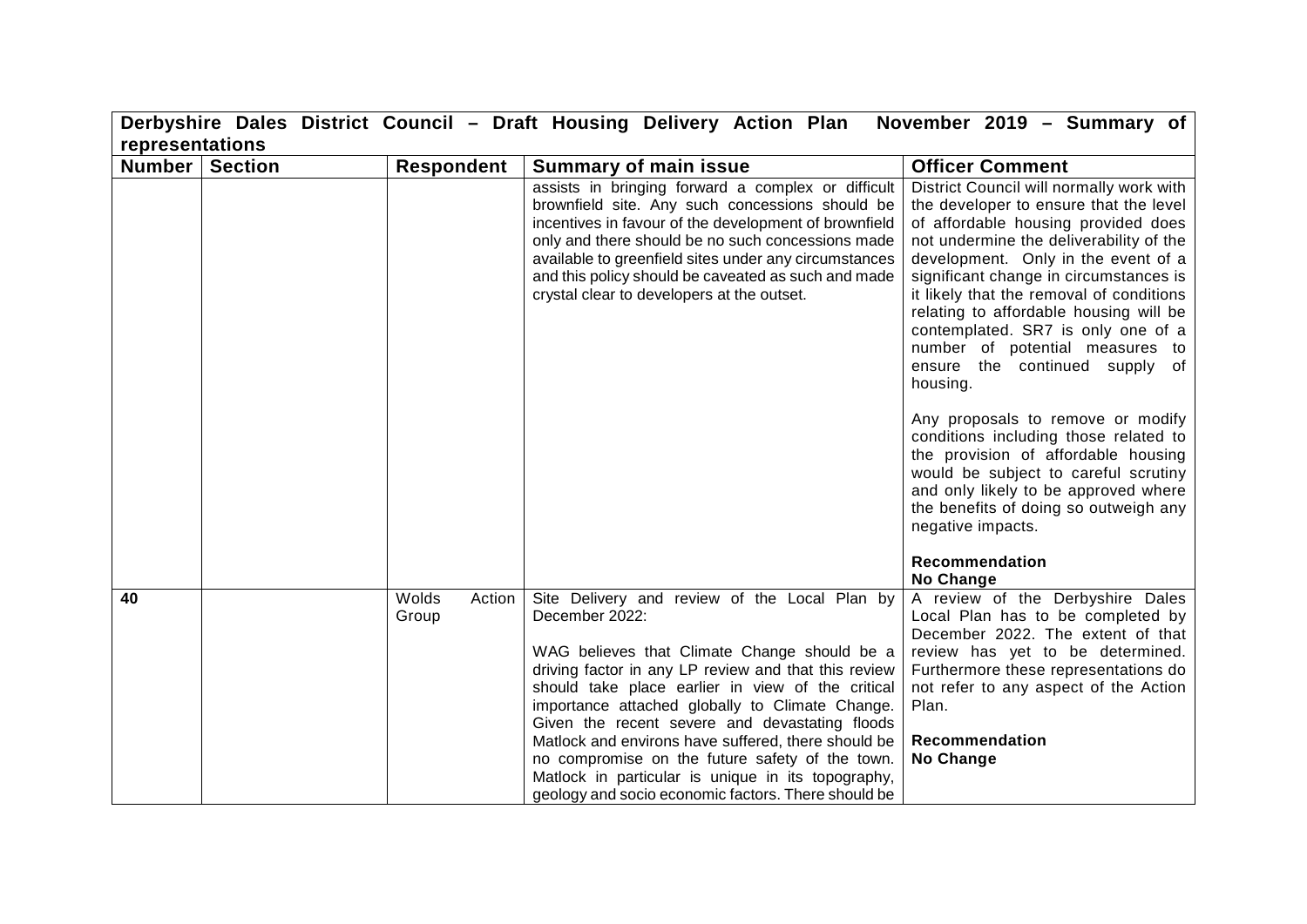| Derbyshire Dales District Council – Draft Housing Delivery Action Plan November 2019 – Summary of representations | | | | |
|---|---|---|---|---|
| **Number** | **Section** | **Respondent** | **Summary of main issue** | **Officer Comment** |
| | | | assists in bringing forward a complex or difficult brownfield site. Any such concessions should be incentives in favour of the development of brownfield only and there should be no such concessions made available to greenfield sites under any circumstances and this policy should be caveated as such and made crystal clear to developers at the outset. | District Council will normally work with the developer to ensure that the level of affordable housing provided does not undermine the deliverability of the development. Only in the event of a significant change in circumstances is it likely that the removal of conditions relating to affordable housing will be contemplated. SR7 is only one of a number of potential measures to ensure the continued supply of housing.<br><br>Any proposals to remove or modify conditions including those related to the provision of affordable housing would be subject to careful scrutiny and only likely to be approved where the benefits of doing so outweigh any negative impacts.<br><br>**Recommendation**<br>**No Change** |
| **40** | | Wolds Action Group | Site Delivery and review of the Local Plan by December 2022:<br><br>WAG believes that Climate Change should be a driving factor in any LP review and that this review should take place earlier in view of the critical importance attached globally to Climate Change. Given the recent severe and devastating floods Matlock and environs have suffered, there should be no compromise on the future safety of the town. Matlock in particular is unique in its topography, geology and socio economic factors. There should be | A review of the Derbyshire Dales Local Plan has to be completed by December 2022. The extent of that review has yet to be determined. Furthermore these representations do not refer to any aspect of the Action Plan.<br><br>**Recommendation**<br>**No Change** |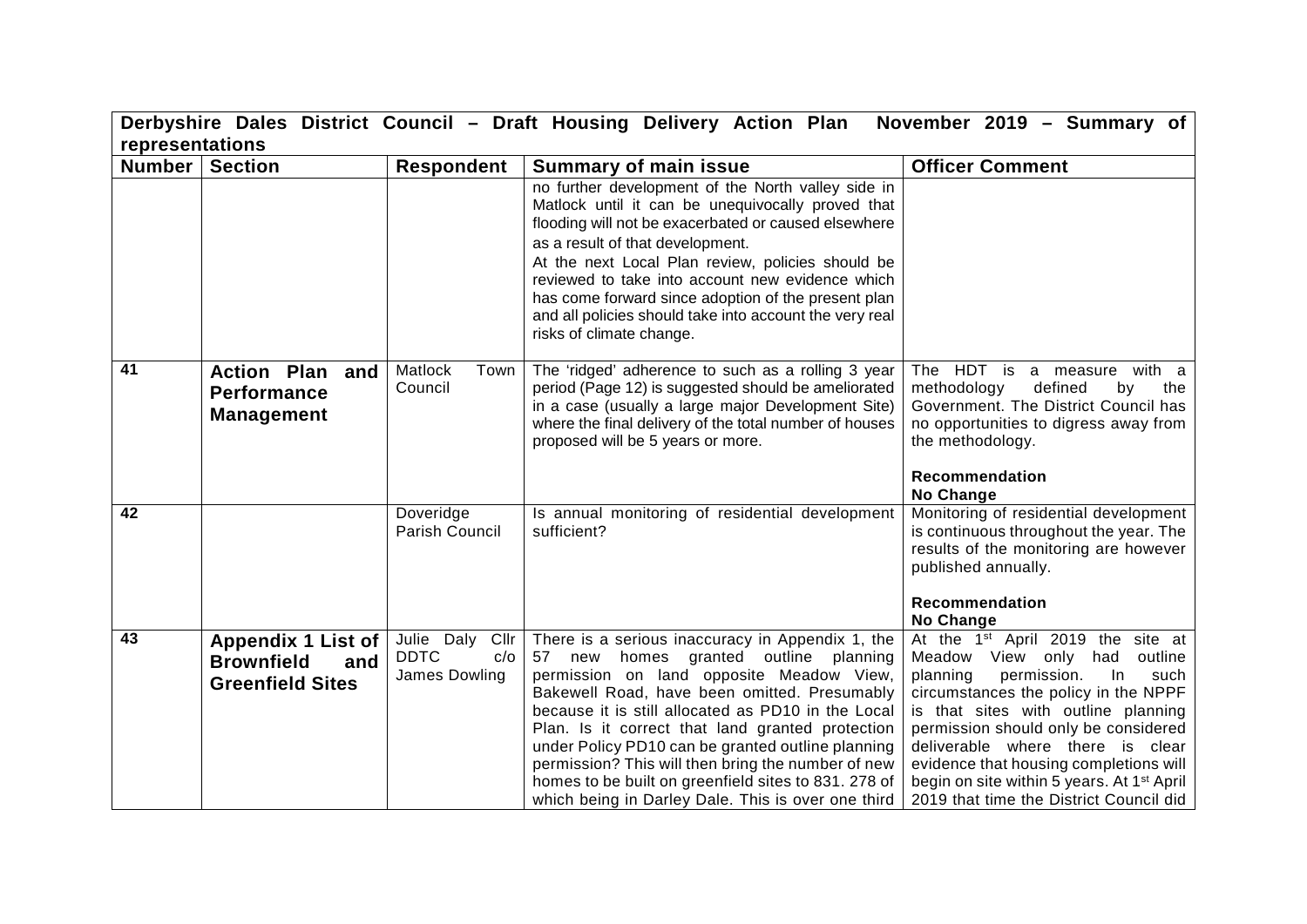**Derbyshire Dales District Council – Draft Housing Delivery Action Plan November 2019 – Summary of representations**

| Number | Section | Respondent | Summary of main issue | Officer Comment |
|---|---|---|---|---|
| | | | no further development of the North valley side in Matlock until it can be unequivocally proved that flooding will not be exacerbated or caused elsewhere as a result of that development. At the next Local Plan review, policies should be reviewed to take into account new evidence which has come forward since adoption of the present plan and all policies should take into account the very real risks of climate change. | |
| 41 | **Action Plan and Performance Management** | Matlock Town Council | The 'ridged' adherence to such as a rolling 3 year period (Page 12) is suggested should be ameliorated in a case (usually a large major Development Site) where the final delivery of the total number of houses proposed will be 5 years or more. | The HDT is a measure with a methodology defined by the Government. The District Council has no opportunities to digress away from the methodology. **Recommendation** **No Change** |
| 42 | | Doveridge Parish Council | Is annual monitoring of residential development sufficient? | Monitoring of residential development is continuous throughout the year. The results of the monitoring are however published annually. **Recommendation** **No Change** |
| 43 | **Appendix 1 List of Brownfield and Greenfield Sites** | Julie Daly Cllr DDTC c/o James Dowling | There is a serious inaccuracy in Appendix 1, the 57 new homes granted outline planning permission on land opposite Meadow View, Bakewell Road, have been omitted. Presumably because it is still allocated as PD10 in the Local Plan. Is it correct that land granted protection under Policy PD10 can be granted outline planning permission? This will then bring the number of new homes to be built on greenfield sites to 831. 278 of which being in Darley Dale. This is over one third | At the 1st April 2019 the site at Meadow View only had outline planning permission. In such circumstances the policy in the NPPF is that sites with outline planning permission should only be considered deliverable where there is clear evidence that housing completions will begin on site within 5 years. At 1st April 2019 that time the District Council did |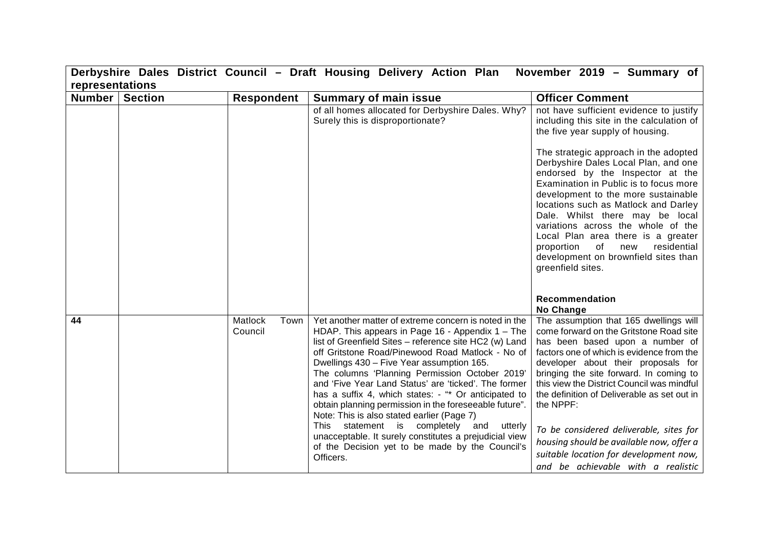| Derbyshire Dales District Council – Draft Housing Delivery Action Plan November 2019 – Summary of representations | | | | |
|---|---|---|---|---|
| **Number** | **Section** | **Respondent** | **Summary of main issue** | **Officer Comment** |
| | | | of all homes allocated for Derbyshire Dales. Why? Surely this is disproportionate? | not have sufficient evidence to justify including this site in the calculation of the five year supply of housing.<br><br>The strategic approach in the adopted Derbyshire Dales Local Plan, and one endorsed by the Inspector at the Examination in Public is to focus more development to the more sustainable locations such as Matlock and Darley Dale. Whilst there may be local variations across the whole of the Local Plan area there is a greater proportion of new residential development on brownfield sites than greenfield sites.<br><br>**Recommendation**<br>**No Change** |
| **44** | | Matlock Town Council | Yet another matter of extreme concern is noted in the HDAP. This appears in Page 16 - Appendix 1 – The list of Greenfield Sites – reference site HC2 (w) Land off Gritstone Road/Pinewood Road Matlock - No of Dwellings 430 – Five Year assumption 165.<br>The columns 'Planning Permission October 2019' and 'Five Year Land Status' are 'ticked'. The former has a suffix 4, which states: - "* Or anticipated to obtain planning permission in the foreseeable future".<br>Note: This is also stated earlier (Page 7)<br>This statement is completely and utterly unacceptable. It surely constitutes a prejudicial view of the Decision yet to be made by the Council's Officers. | The assumption that 165 dwellings will come forward on the Gritstone Road site has been based upon a number of factors one of which is evidence from the developer about their proposals for bringing the site forward. In coming to this view the District Council was mindful the definition of Deliverable as set out in the NPPF:<br><br>*To be considered deliverable, sites for housing should be available now, offer a suitable location for development now, and be achievable with a realistic* |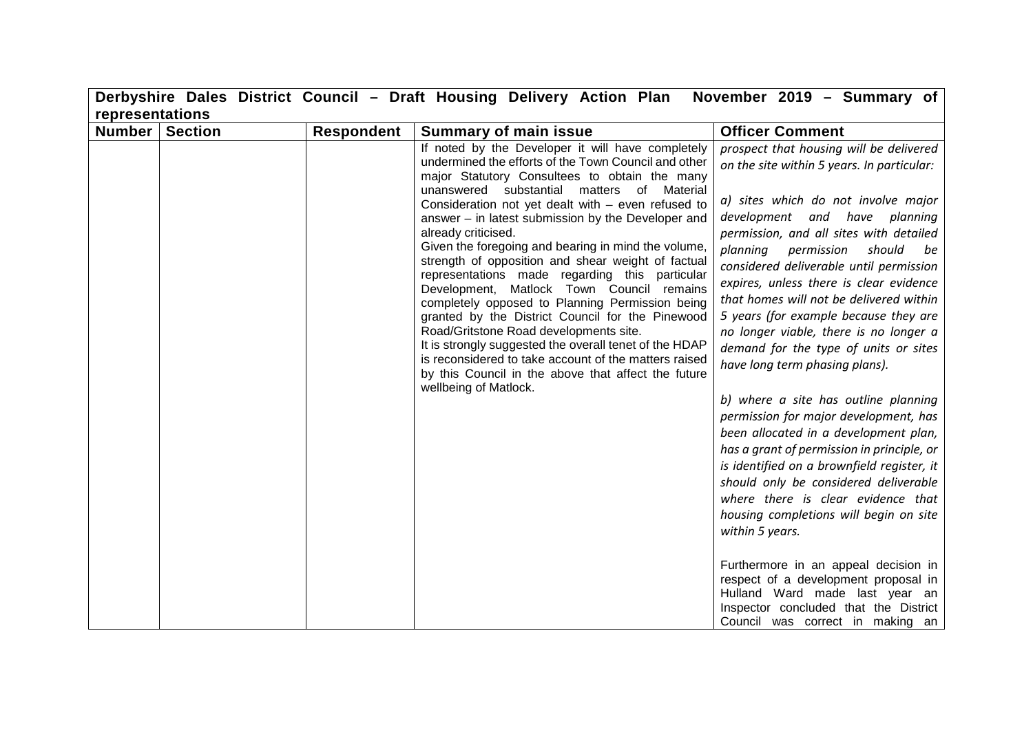| Derbyshire Dales District Council – Draft Housing Delivery Action Plan November 2019 – Summary of representations | | | | |
|---|---|---|---|---|
| **Number** | **Section** | **Respondent** | **Summary of main issue** | **Officer Comment** |
| | | | If noted by the Developer it will have completely undermined the efforts of the Town Council and other major Statutory Consultees to obtain the many unanswered substantial matters of Material Consideration not yet dealt with – even refused to answer – in latest submission by the Developer and already criticised.<br>Given the foregoing and bearing in mind the volume, strength of opposition and shear weight of factual representations made regarding this particular Development, Matlock Town Council remains completely opposed to Planning Permission being granted by the District Council for the Pinewood Road/Gritstone Road developments site.<br>It is strongly suggested the overall tenet of the HDAP is reconsidered to take account of the matters raised by this Council in the above that affect the future wellbeing of Matlock. | *prospect that housing will be delivered on the site within 5 years. In particular:*<br><br>*a) sites which do not involve major development and have planning permission, and all sites with detailed planning permission should be considered deliverable until permission expires, unless there is clear evidence that homes will not be delivered within 5 years (for example because they are no longer viable, there is no longer a demand for the type of units or sites have long term phasing plans).*<br><br>*b) where a site has outline planning permission for major development, has been allocated in a development plan, has a grant of permission in principle, or is identified on a brownfield register, it should only be considered deliverable where there is clear evidence that housing completions will begin on site within 5 years.*<br><br>Furthermore in an appeal decision in respect of a development proposal in Hulland Ward made last year an Inspector concluded that the District Council was correct in making an |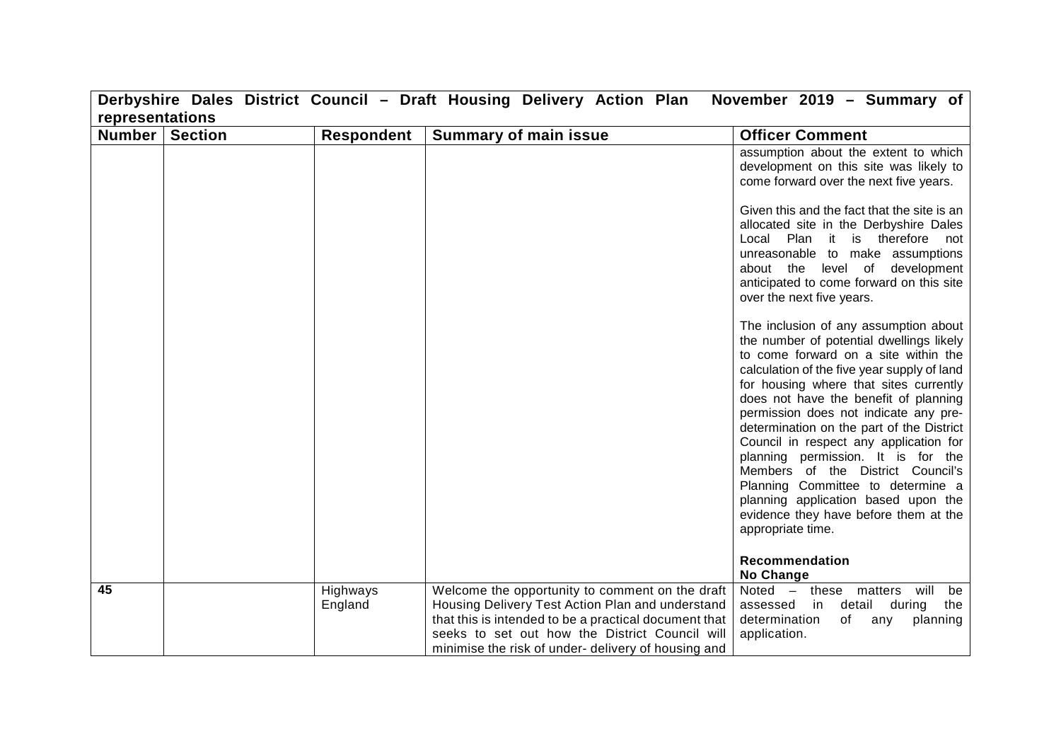| Derbyshire Dales District Council – Draft Housing Delivery Action Plan November 2019 – Summary of representations | | | | |
|---|---|---|---|---|
| **Number** | **Section** | **Respondent** | **Summary of main issue** | **Officer Comment** |
| | | | | assumption about the extent to which development on this site was likely to come forward over the next five years.<br><br>Given this and the fact that the site is an allocated site in the Derbyshire Dales Local Plan it is therefore not unreasonable to make assumptions about the level of development anticipated to come forward on this site over the next five years.<br><br>The inclusion of any assumption about the number of potential dwellings likely to come forward on a site within the calculation of the five year supply of land for housing where that sites currently does not have the benefit of planning permission does not indicate any pre-determination on the part of the District Council in respect any application for planning permission. It is for the Members of the District Council's Planning Committee to determine a planning application based upon the evidence they have before them at the appropriate time.<br><br>**Recommendation**<br>**No Change** |
| **45** | | Highways England | Welcome the opportunity to comment on the draft Housing Delivery Test Action Plan and understand that this is intended to be a practical document that seeks to set out how the District Council will minimise the risk of under- delivery of housing and | Noted – these matters will be assessed in detail during the determination of any planning application. |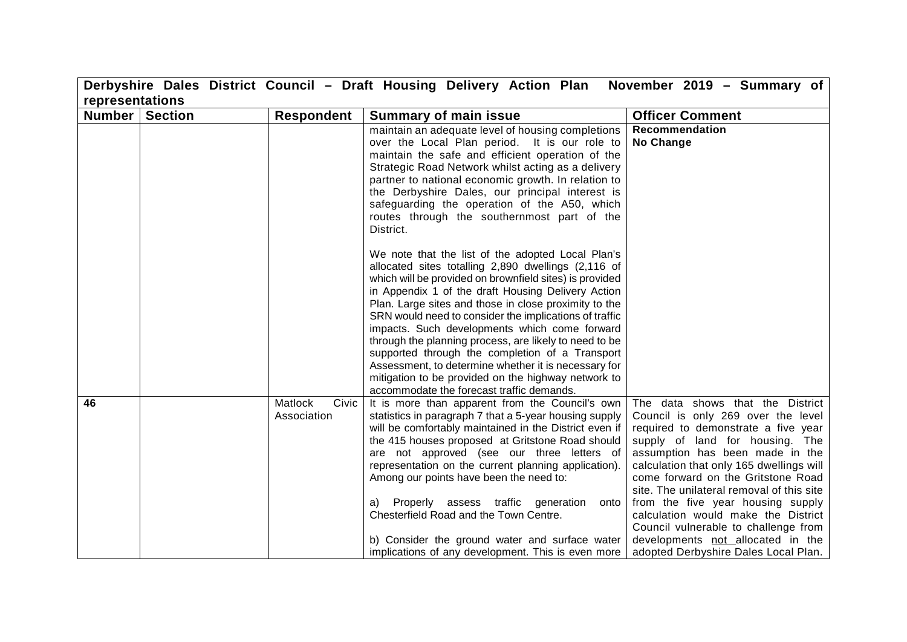**Derbyshire Dales District Council – Draft Housing Delivery Action Plan November 2019 – Summary of representations**

| Number | Section | Respondent | Summary of main issue | Officer Comment |
|---|---|---|---|---|
| | | | maintain an adequate level of housing completions over the Local Plan period. It is our role to maintain the safe and efficient operation of the Strategic Road Network whilst acting as a delivery partner to national economic growth. In relation to the Derbyshire Dales, our principal interest is safeguarding the operation of the A50, which routes through the southernmost part of the District.<br><br>We note that the list of the adopted Local Plan's allocated sites totalling 2,890 dwellings (2,116 of which will be provided on brownfield sites) is provided in Appendix 1 of the draft Housing Delivery Action Plan. Large sites and those in close proximity to the SRN would need to consider the implications of traffic impacts. Such developments which come forward through the planning process, are likely to need to be supported through the completion of a Transport Assessment, to determine whether it is necessary for mitigation to be provided on the highway network to accommodate the forecast traffic demands. | **Recommendation**<br>**No Change** |
| **46** | | Matlock Civic Association | It is more than apparent from the Council's own statistics in paragraph 7 that a 5-year housing supply will be comfortably maintained in the District even if the 415 houses proposed at Gritstone Road should are not approved (see our three letters of representation on the current planning application). Among our points have been the need to:<br><br>a) Properly assess traffic generation onto Chesterfield Road and the Town Centre.<br><br>b) Consider the ground water and surface water implications of any development. This is even more | The data shows that the District Council is only 269 over the level required to demonstrate a five year supply of land for housing. The assumption has been made in the calculation that only 165 dwellings will come forward on the Gritstone Road site. The unilateral removal of this site from the five year housing supply calculation would make the District Council vulnerable to challenge from developments not allocated in the adopted Derbyshire Dales Local Plan. |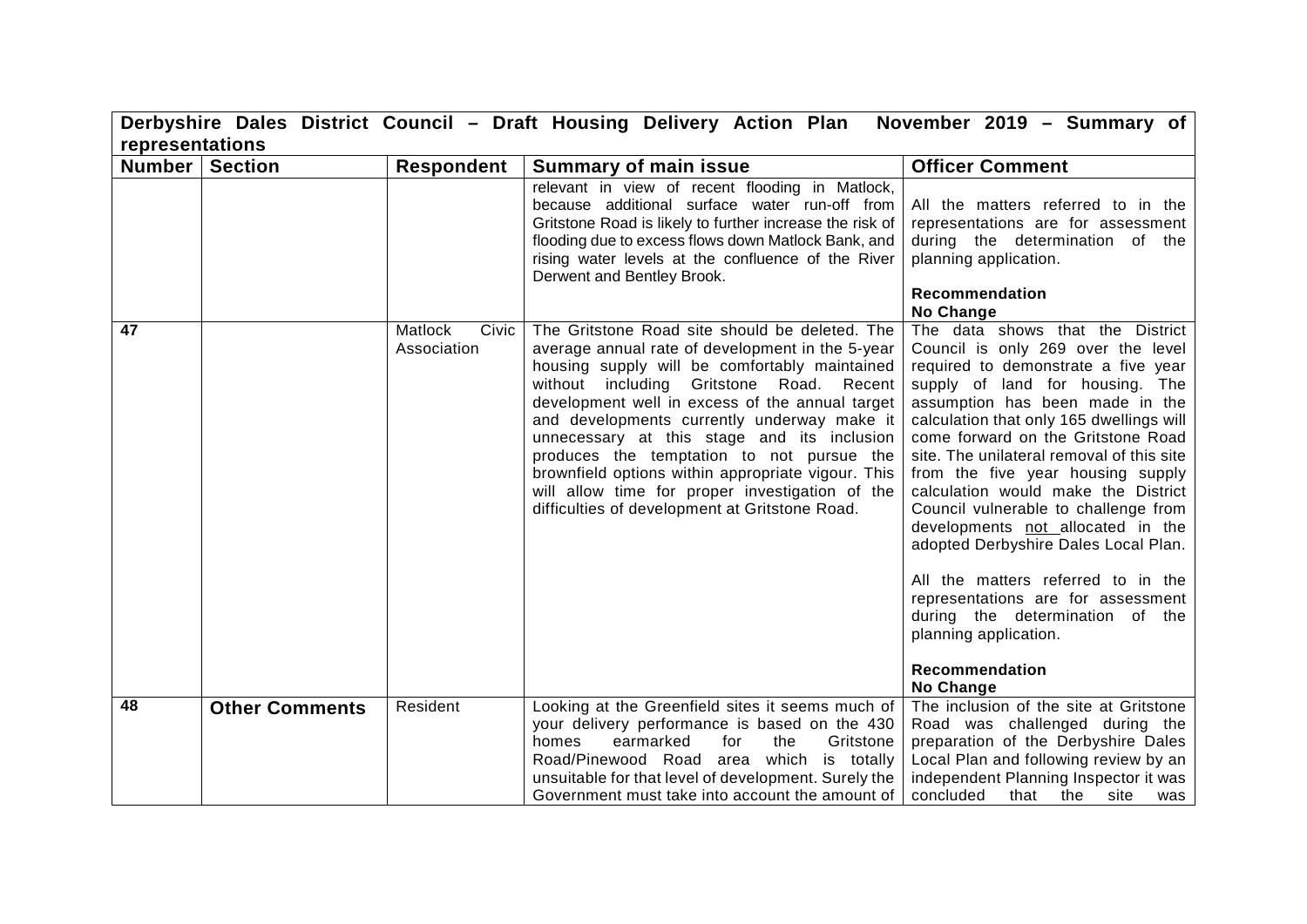| Derbyshire Dales District Council – Draft Housing Delivery Action Plan November 2019 – Summary of representations | | | | |
|---|---|---|---|---|
| **Number** | **Section** | **Respondent** | **Summary of main issue** | **Officer Comment** |
| | | | relevant in view of recent flooding in Matlock, because additional surface water run-off from Gritstone Road is likely to further increase the risk of flooding due to excess flows down Matlock Bank, and rising water levels at the confluence of the River Derwent and Bentley Brook. | All the matters referred to in the representations are for assessment during the determination of the planning application.<br><br>**Recommendation**<br>**No Change** |
| 47 | | Matlock Civic Association | The Gritstone Road site should be deleted. The average annual rate of development in the 5-year housing supply will be comfortably maintained without including Gritstone Road. Recent development well in excess of the annual target and developments currently underway make it unnecessary at this stage and its inclusion produces the temptation to not pursue the brownfield options within appropriate vigour. This will allow time for proper investigation of the difficulties of development at Gritstone Road. | The data shows that the District Council is only 269 over the level required to demonstrate a five year supply of land for housing. The assumption has been made in the calculation that only 165 dwellings will come forward on the Gritstone Road site. The unilateral removal of this site from the five year housing supply calculation would make the District Council vulnerable to challenge from developments <u>not</u> allocated in the adopted Derbyshire Dales Local Plan.<br><br>All the matters referred to in the representations are for assessment during the determination of the planning application.<br><br>**Recommendation**<br>**No Change** |
| 48 | **Other Comments** | Resident | Looking at the Greenfield sites it seems much of your delivery performance is based on the 430 homes earmarked for the Gritstone Road/Pinewood Road area which is totally unsuitable for that level of development. Surely the Government must take into account the amount of | The inclusion of the site at Gritstone Road was challenged during the preparation of the Derbyshire Dales Local Plan and following review by an independent Planning Inspector it was concluded that the site was |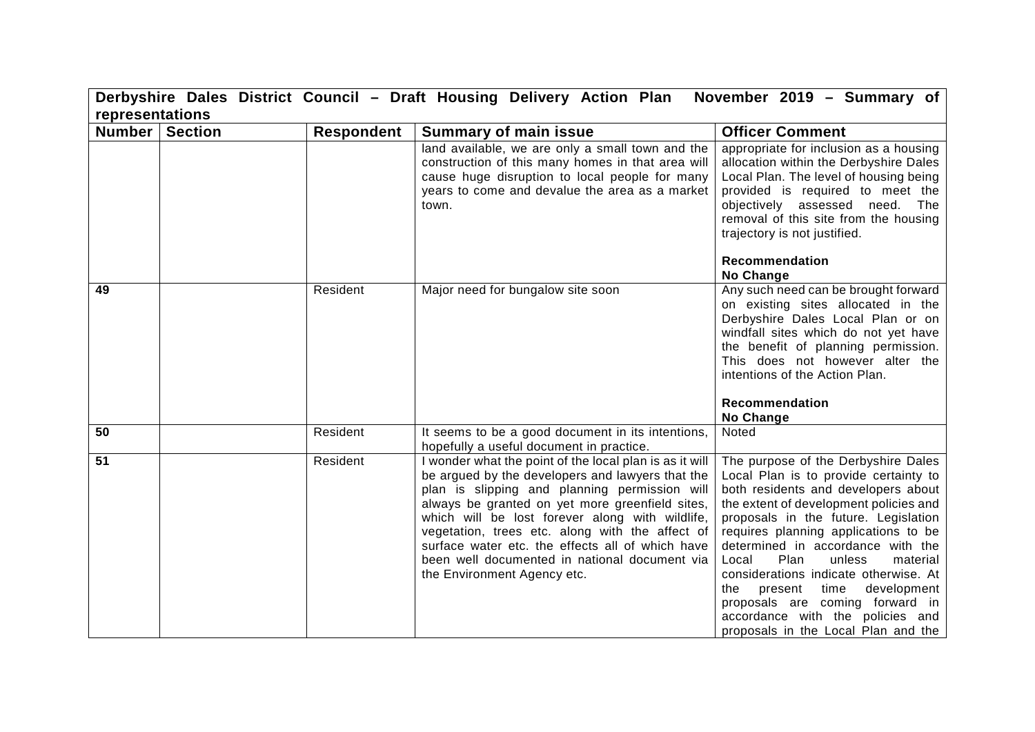| Derbyshire Dales District Council – Draft Housing Delivery Action Plan November 2019 – Summary of representations | | | | |
|---|---|---|---|---|
| **Number** | **Section** | **Respondent** | **Summary of main issue** | **Officer Comment** |
| | | | land available, we are only a small town and the construction of this many homes in that area will cause huge disruption to local people for many years to come and devalue the area as a market town. | appropriate for inclusion as a housing allocation within the Derbyshire Dales Local Plan. The level of housing being provided is required to meet the objectively assessed need. The removal of this site from the housing trajectory is not justified.<br><br>**Recommendation**<br>**No Change** |
| **49** | | Resident | Major need for bungalow site soon | Any such need can be brought forward on existing sites allocated in the Derbyshire Dales Local Plan or on windfall sites which do not yet have the benefit of planning permission. This does not however alter the intentions of the Action Plan.<br><br>**Recommendation**<br>**No Change** |
| **50** | | Resident | It seems to be a good document in its intentions, hopefully a useful document in practice. | Noted |
| **51** | | Resident | I wonder what the point of the local plan is as it will be argued by the developers and lawyers that the plan is slipping and planning permission will always be granted on yet more greenfield sites, which will be lost forever along with wildlife, vegetation, trees etc. along with the affect of surface water etc. the effects all of which have been well documented in national document via the Environment Agency etc. | The purpose of the Derbyshire Dales Local Plan is to provide certainty to both residents and developers about the extent of development policies and proposals in the future. Legislation requires planning applications to be determined in accordance with the Local Plan unless material considerations indicate otherwise. At the present time development proposals are coming forward in accordance with the policies and proposals in the Local Plan and the |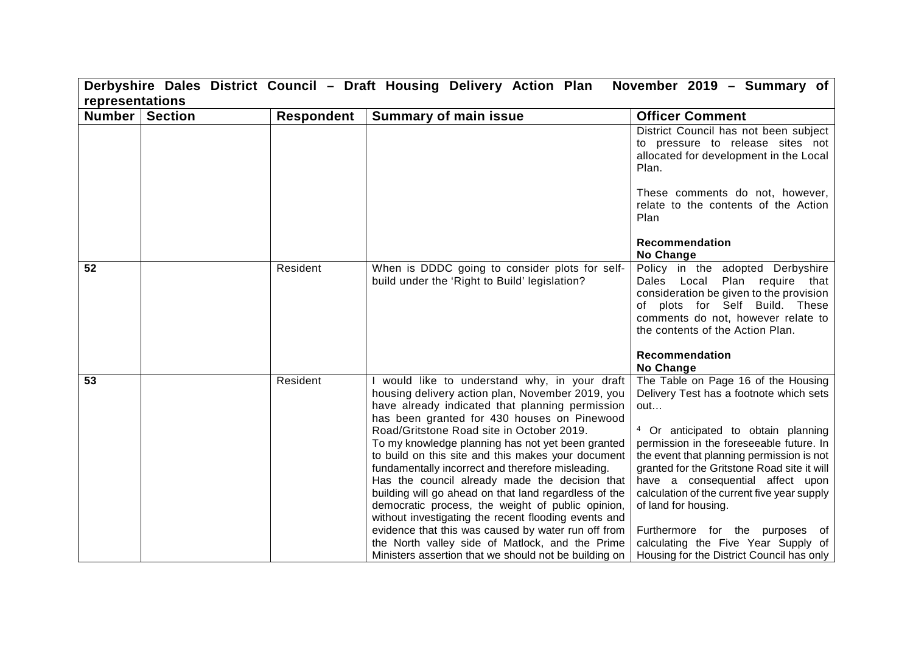| Derbyshire Dales District Council – Draft Housing Delivery Action Plan November 2019 – Summary of representations | | | | |
|---|---|---|---|---|
| **Number** | **Section** | **Respondent** | **Summary of main issue** | **Officer Comment** |
| | | | | District Council has not been subject to pressure to release sites not allocated for development in the Local Plan.<br><br>These comments do not, however, relate to the contents of the Action Plan<br><br>**Recommendation**<br>**No Change** |
| 52 | | Resident | When is DDDC going to consider plots for self-build under the 'Right to Build' legislation? | Policy in the adopted Derbyshire Dales Local Plan require that consideration be given to the provision of plots for Self Build. These comments do not, however relate to the contents of the Action Plan.<br><br>**Recommendation**<br>**No Change** |
| 53 | | Resident | I would like to understand why, in your draft housing delivery action plan, November 2019, you have already indicated that planning permission has been granted for 430 houses on Pinewood Road/Gritstone Road site in October 2019.<br>To my knowledge planning has not yet been granted to build on this site and this makes your document fundamentally incorrect and therefore misleading.<br>Has the council already made the decision that building will go ahead on that land regardless of the democratic process, the weight of public opinion, without investigating the recent flooding events and evidence that this was caused by water run off from the North valley side of Matlock, and the Prime Ministers assertion that we should not be building on | The Table on Page 16 of the Housing Delivery Test has a footnote which sets out…<br><br>[4] Or anticipated to obtain planning permission in the foreseeable future. In the event that planning permission is not granted for the Gritstone Road site it will have a consequential affect upon calculation of the current five year supply of land for housing.<br><br>Furthermore for the purposes of calculating the Five Year Supply of Housing for the District Council has only |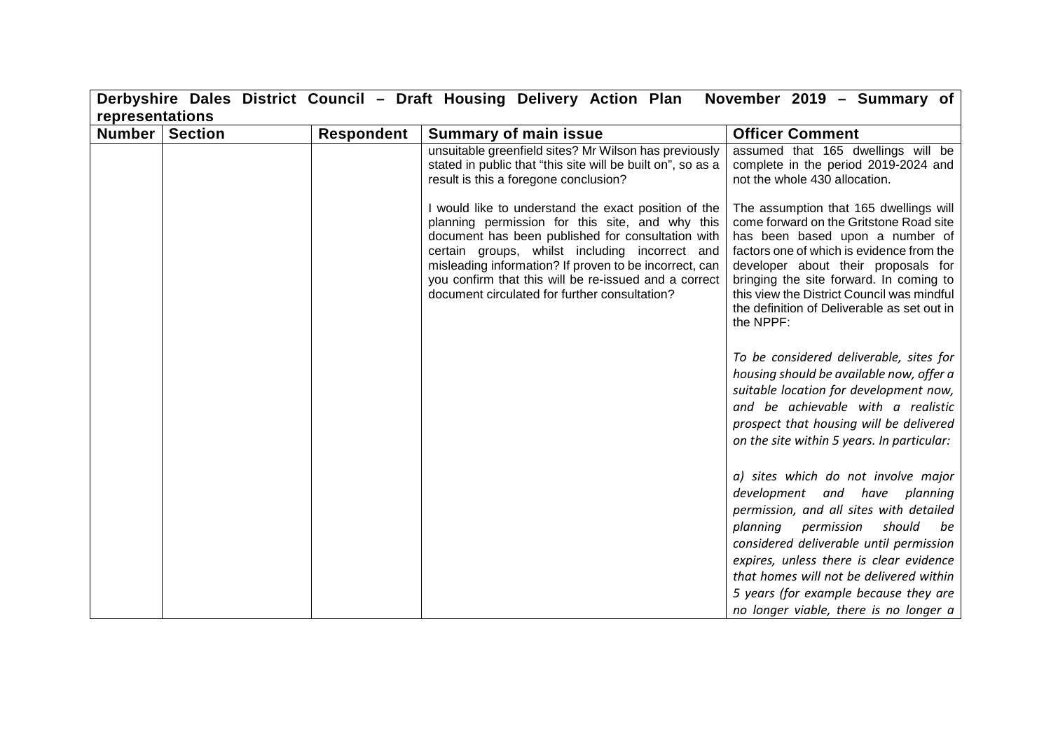| Derbyshire Dales District Council – Draft Housing Delivery Action Plan November 2019 – Summary of representations | | | | |
|---|---|---|---|---|
| **Number** | **Section** | **Respondent** | **Summary of main issue** | **Officer Comment** |
| | | | unsuitable greenfield sites? Mr Wilson has previously stated in public that "this site will be built on", so as a result is this a foregone conclusion?<br><br>I would like to understand the exact position of the planning permission for this site, and why this document has been published for consultation with certain groups, whilst including incorrect and misleading information? If proven to be incorrect, can you confirm that this will be re-issued and a correct document circulated for further consultation? | assumed that 165 dwellings will be complete in the period 2019-2024 and not the whole 430 allocation.<br><br>The assumption that 165 dwellings will come forward on the Gritstone Road site has been based upon a number of factors one of which is evidence from the developer about their proposals for bringing the site forward. In coming to this view the District Council was mindful the definition of Deliverable as set out in the NPPF:<br><br>*To be considered deliverable, sites for housing should be available now, offer a suitable location for development now, and be achievable with a realistic prospect that housing will be delivered on the site within 5 years. In particular:*<br><br>*a) sites which do not involve major development and have planning permission, and all sites with detailed planning permission should be considered deliverable until permission expires, unless there is clear evidence that homes will not be delivered within 5 years (for example because they are no longer viable, there is no longer a* |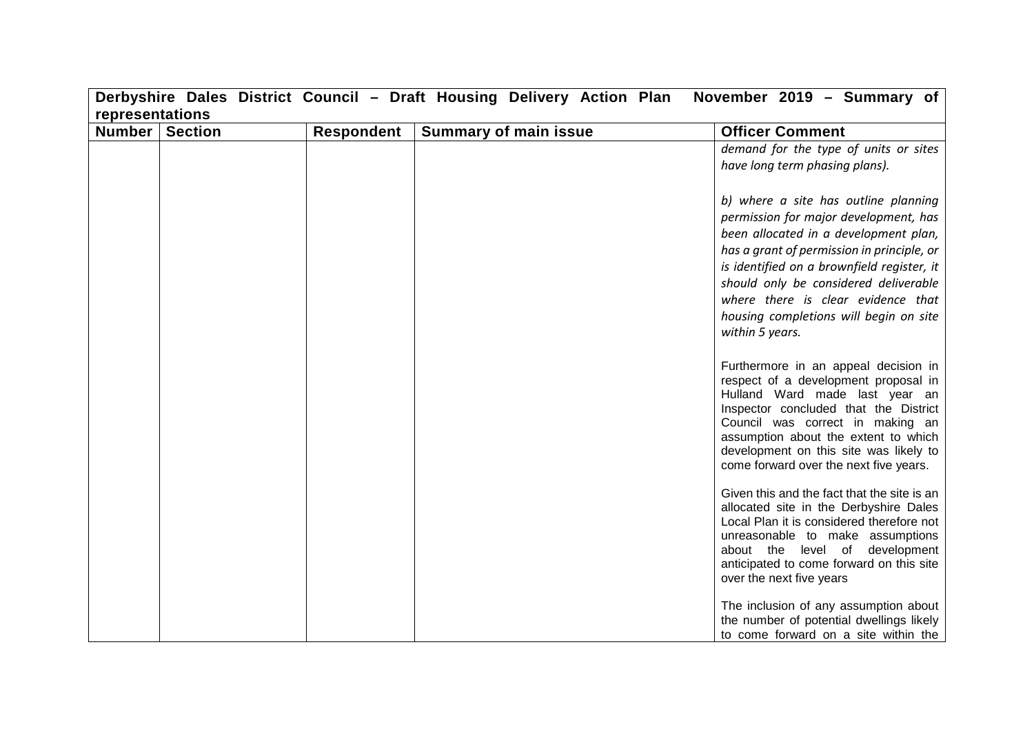| Derbyshire Dales District Council – Draft Housing Delivery Action Plan November 2019 – Summary of representations | | | | |
|---|---|---|---|---|
| **Number** | **Section** | **Respondent** | **Summary of main issue** | **Officer Comment** |
| | | | | *demand for the type of units or sites have long term phasing plans).*<br><br>*b) where a site has outline planning permission for major development, has been allocated in a development plan, has a grant of permission in principle, or is identified on a brownfield register, it should only be considered deliverable where there is clear evidence that housing completions will begin on site within 5 years.*<br><br>Furthermore in an appeal decision in respect of a development proposal in Hulland Ward made last year an Inspector concluded that the District Council was correct in making an assumption about the extent to which development on this site was likely to come forward over the next five years.<br><br>Given this and the fact that the site is an allocated site in the Derbyshire Dales Local Plan it is considered therefore not unreasonable to make assumptions about the level of development anticipated to come forward on this site over the next five years<br><br>The inclusion of any assumption about the number of potential dwellings likely to come forward on a site within the |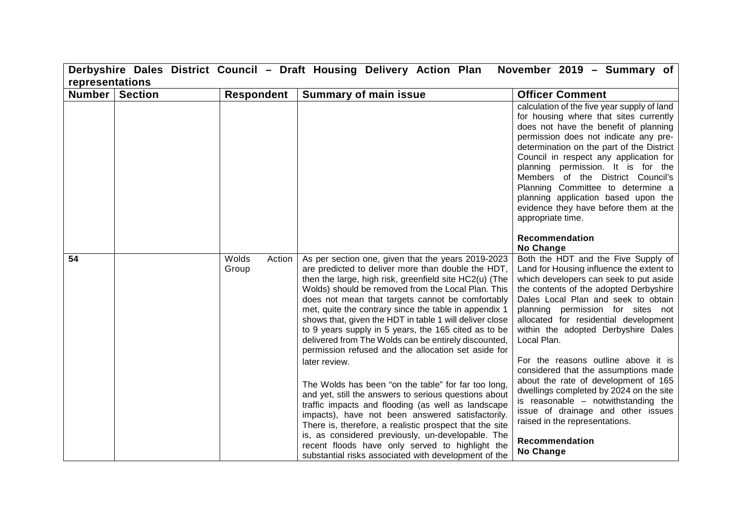**Derbyshire Dales District Council – Draft Housing Delivery Action Plan November 2019 – Summary of representations**

| Number | Section | Respondent | Summary of main issue | Officer Comment |
|---|---|---|---|---|
| | | | | calculation of the five year supply of land for housing where that sites currently does not have the benefit of planning permission does not indicate any pre-determination on the part of the District Council in respect any application for planning permission. It is for the Members of the District Council's Planning Committee to determine a planning application based upon the evidence they have before them at the appropriate time.<br><br>**Recommendation**<br>**No Change** |
| **54** | | Wolds Action Group | As per section one, given that the years 2019-2023 are predicted to deliver more than double the HDT, then the large, high risk, greenfield site HC2(u) (The Wolds) should be removed from the Local Plan. This does not mean that targets cannot be comfortably met, quite the contrary since the table in appendix 1 shows that, given the HDT in table 1 will deliver close to 9 years supply in 5 years, the 165 cited as to be delivered from The Wolds can be entirely discounted, permission refused and the allocation set aside for later review.<br><br>The Wolds has been "on the table" for far too long, and yet, still the answers to serious questions about traffic impacts and flooding (as well as landscape impacts), have not been answered satisfactorily. There is, therefore, a realistic prospect that the site is, as considered previously, un-developable. The recent floods have only served to highlight the substantial risks associated with development of the | Both the HDT and the Five Supply of Land for Housing influence the extent to which developers can seek to put aside the contents of the adopted Derbyshire Dales Local Plan and seek to obtain planning permission for sites not allocated for residential development within the adopted Derbyshire Dales Local Plan.<br><br>For the reasons outline above it is considered that the assumptions made about the rate of development of 165 dwellings completed by 2024 on the site is reasonable – notwithstanding the issue of drainage and other issues raised in the representations.<br><br>**Recommendation**<br>**No Change** |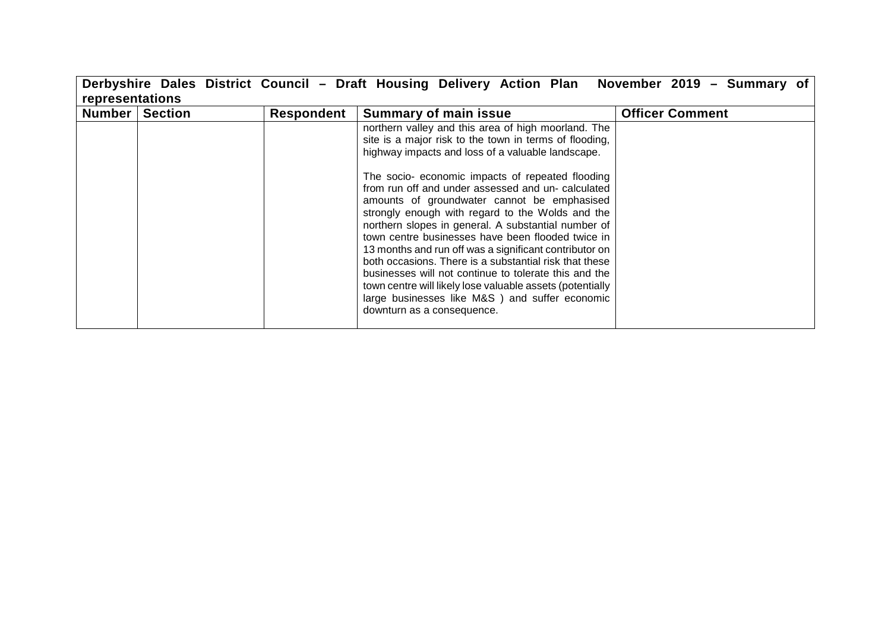| Derbyshire Dales District Council – Draft Housing Delivery Action Plan November 2019 – Summary of representations | | | | |
|---|---|---|---|---|
| **Number** | **Section** | **Respondent** | **Summary of main issue** | **Officer Comment** |
| | | | northern valley and this area of high moorland. The site is a major risk to the town in terms of flooding, highway impacts and loss of a valuable landscape.<br><br>The socio- economic impacts of repeated flooding from run off and under assessed and un- calculated amounts of groundwater cannot be emphasised strongly enough with regard to the Wolds and the northern slopes in general. A substantial number of town centre businesses have been flooded twice in 13 months and run off was a significant contributor on both occasions. There is a substantial risk that these businesses will not continue to tolerate this and the town centre will likely lose valuable assets (potentially large businesses like M&S ) and suffer economic downturn as a consequence. | |